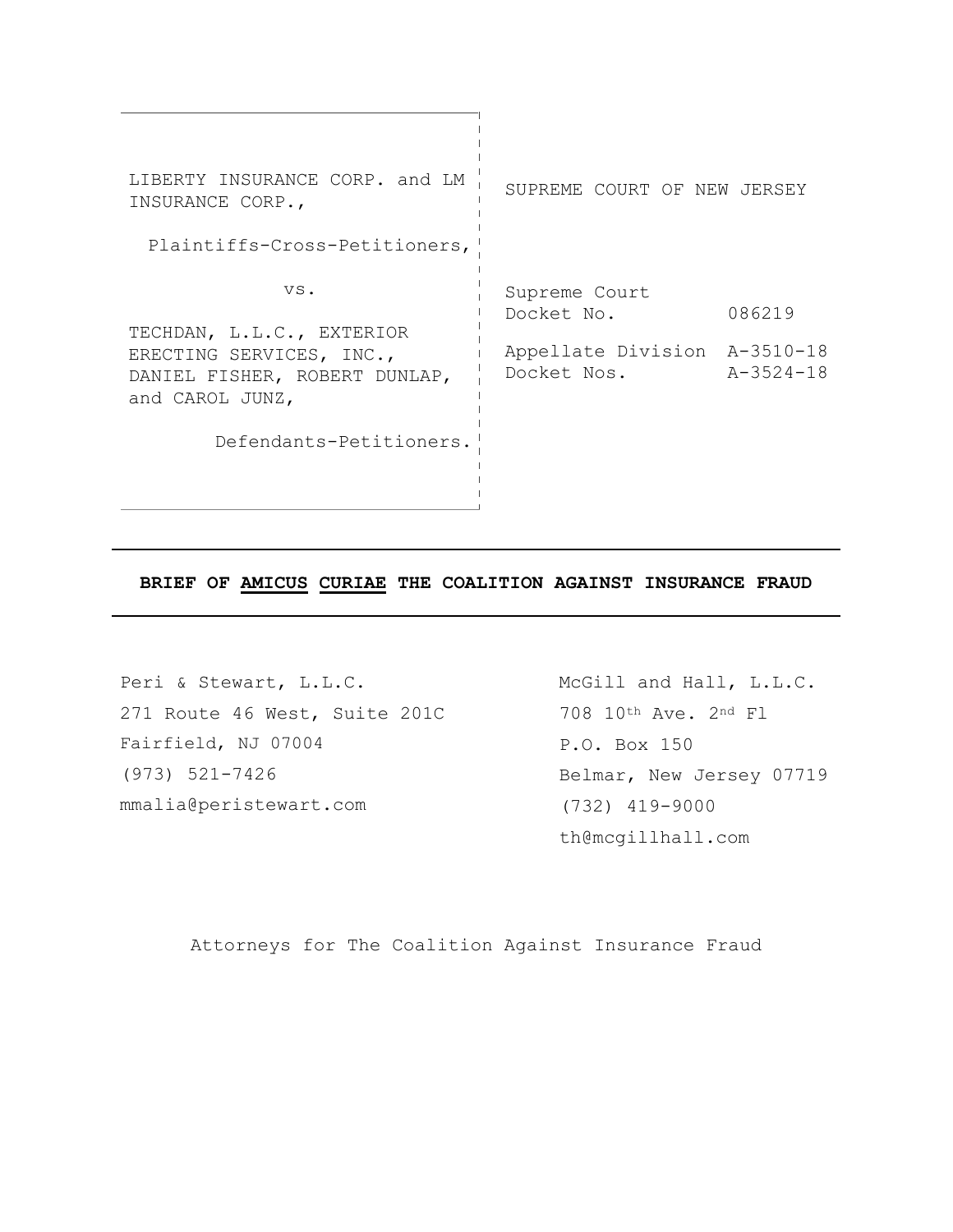LIBERTY INSURANCE CORP. and LM INSURANCE CORP.,

Plaintiffs-Cross-Petitioners,

vs.

TECHDAN, L.L.C., EXTERIOR ERECTING SERVICES, INC., DANIEL FISHER, ROBERT DUNLAP, and CAROL JUNZ,

Defendants-Petitioners.

SUPREME COURT OF NEW JERSEY

Supreme Court Docket No. 086219

Appellate Division Docket Nos. A-3510-18, A-3524-18

---

**BRIEF OF AMICUS CURIAE THE COALITION AGAINST INSURANCE FRAUD**

---

Peri & Stewart, L.L.C.
271 Route 46 West, Suite 201C
Fairfield, NJ 07004
(973) 521-7426
mmalia@peristewart.com

McGill and Hall, L.L.C.
708 10th Ave. 2nd Fl
P.O. Box 150
Belmar, New Jersey 07719
(732) 419-9000
th@mcgillhall.com

Attorneys for The Coalition Against Insurance Fraud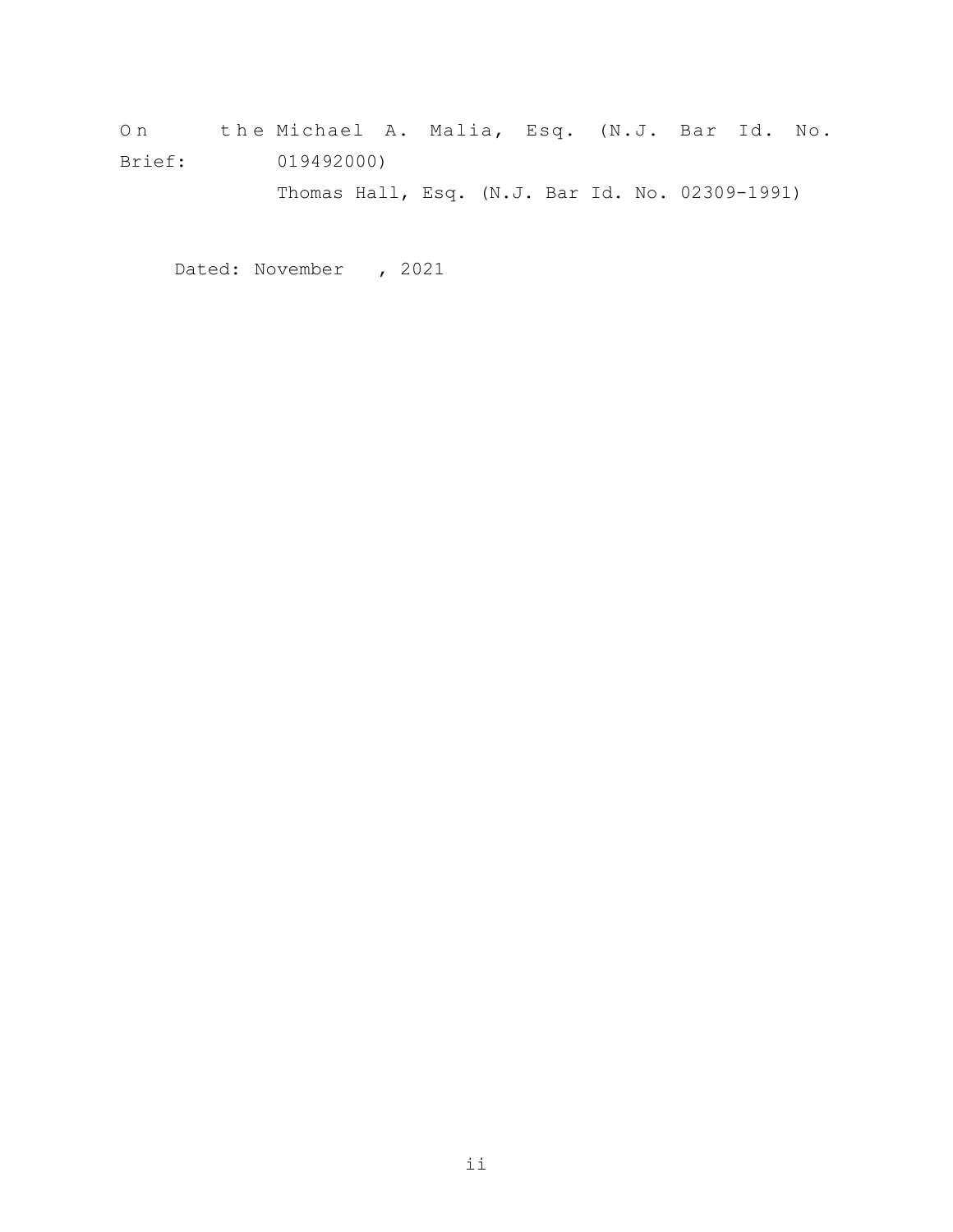On the Brief: Michael A. Malia, Esq. (N.J. Bar Id. No. 019492000)

Thomas Hall, Esq. (N.J. Bar Id. No. 02309-1991)

Dated: November , 2021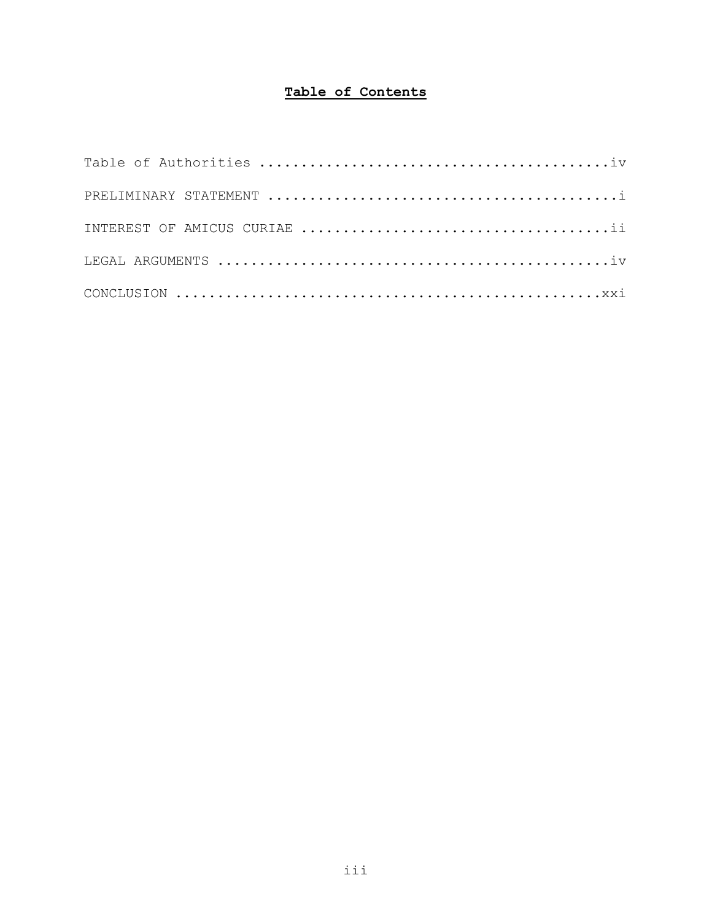# **Table of Contents**

Table of Authorities ........................................iv

PRELIMINARY STATEMENT ........................................i

INTEREST OF AMICUS CURIAE ...................................ii

LEGAL ARGUMENTS .............................................iv

CONCLUSION .................................................xxi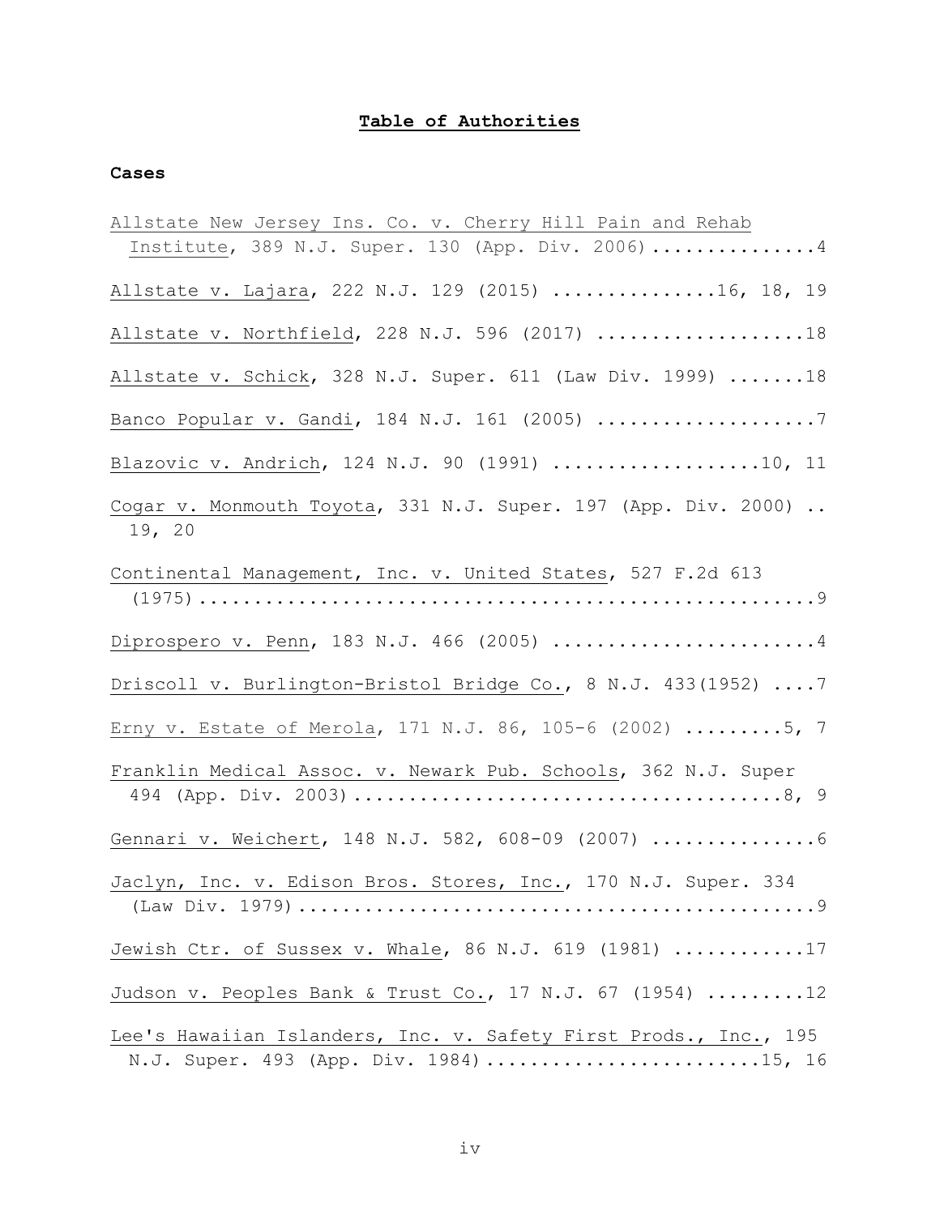# **Table of Authorities**

### **Cases**

Allstate New Jersey Ins. Co. v. Cherry Hill Pain and Rehab Institute, 389 N.J. Super. 130 (App. Div. 2006) ............... 4

Allstate v. Lajara, 222 N.J. 129 (2015) ............... 16, 18, 19

Allstate v. Northfield, 228 N.J. 596 (2017) ................... 18

Allstate v. Schick, 328 N.J. Super. 611 (Law Div. 1999) ....... 18

Banco Popular v. Gandi, 184 N.J. 161 (2005) .................... 7

Blazovic v. Andrich, 124 N.J. 90 (1991) ................... 10, 11

Cogar v. Monmouth Toyota, 331 N.J. Super. 197 (App. Div. 2000) .. 19, 20

Continental Management, Inc. v. United States, 527 F.2d 613 (1975) ........................................................ 9

Diprospero v. Penn, 183 N.J. 466 (2005) ........................ 4

Driscoll v. Burlington-Bristol Bridge Co., 8 N.J. 433(1952) .... 7

Erny v. Estate of Merola, 171 N.J. 86, 105-6 (2002) ......... 5, 7

Franklin Medical Assoc. v. Newark Pub. Schools, 362 N.J. Super 494 (App. Div. 2003) ...................................... 8, 9

Gennari v. Weichert, 148 N.J. 582, 608-09 (2007) ............... 6

Jaclyn, Inc. v. Edison Bros. Stores, Inc., 170 N.J. Super. 334 (Law Div. 1979) ............................................... 9

Jewish Ctr. of Sussex v. Whale, 86 N.J. 619 (1981) ............ 17

Judson v. Peoples Bank & Trust Co., 17 N.J. 67 (1954) ......... 12

Lee's Hawaiian Islanders, Inc. v. Safety First Prods., Inc., 195 N.J. Super. 493 (App. Div. 1984) ........................ 15, 16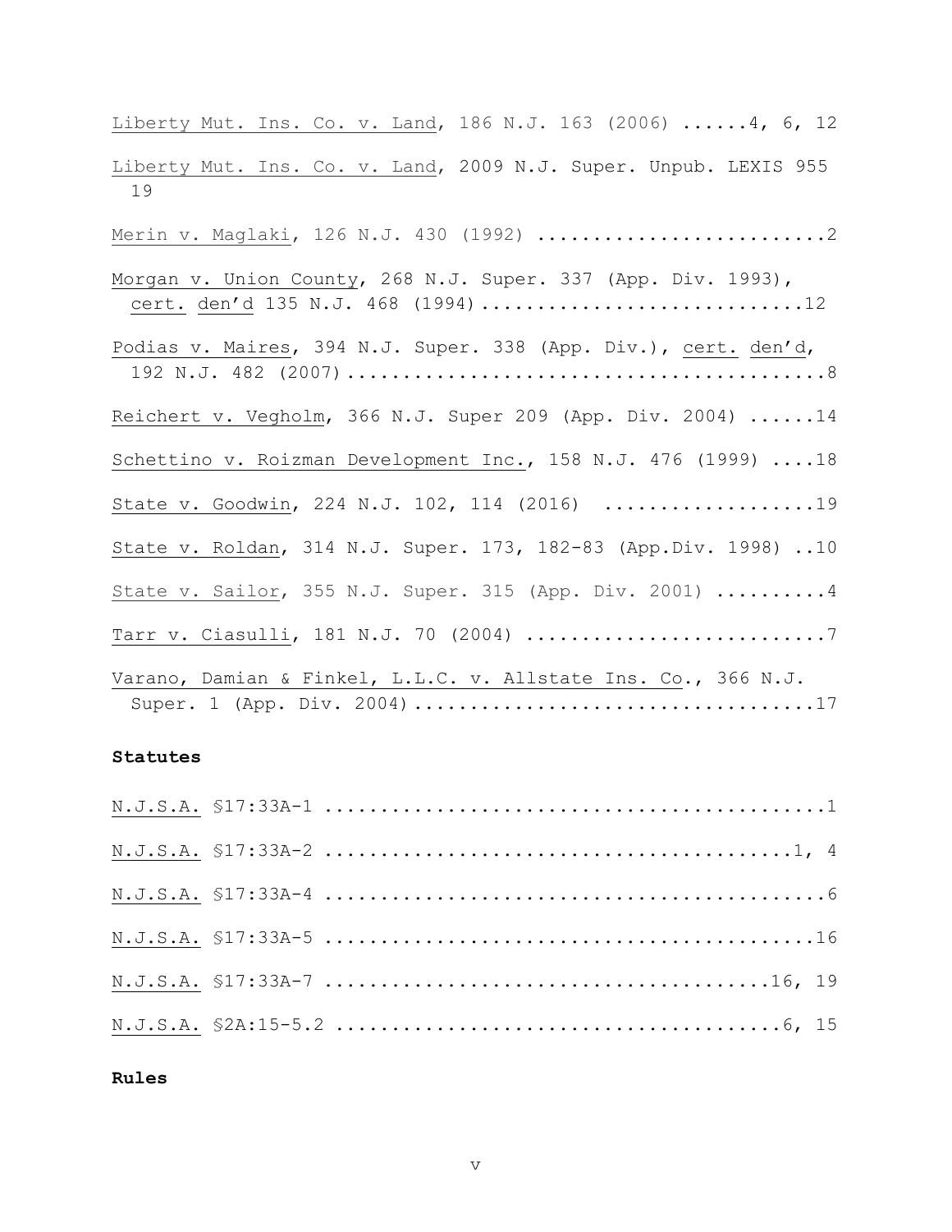Liberty Mut. Ins. Co. v. Land, 186 N.J. 163 (2006) ......4, 6, 12

Liberty Mut. Ins. Co. v. Land, 2009 N.J. Super. Unpub. LEXIS 955 19

Merin v. Maglaki, 126 N.J. 430 (1992) ..........................2

Morgan v. Union County, 268 N.J. Super. 337 (App. Div. 1993), cert. den'd 135 N.J. 468 (1994)............................12

Podias v. Maires, 394 N.J. Super. 338 (App. Div.), cert. den'd, 192 N.J. 482 (2007)..........................................8

Reichert v. Vegholm, 366 N.J. Super 209 (App. Div. 2004) ......14

Schettino v. Roizman Development Inc., 158 N.J. 476 (1999) ....18

State v. Goodwin, 224 N.J. 102, 114 (2016) ...................19

State v. Roldan, 314 N.J. Super. 173, 182-83 (App.Div. 1998) ..10

State v. Sailor, 355 N.J. Super. 315 (App. Div. 2001) ..........4

Tarr v. Ciasulli, 181 N.J. 70 (2004) ..........................7

Varano, Damian & Finkel, L.L.C. v. Allstate Ins. Co., 366 N.J. Super. 1 (App. Div. 2004)...................................17

**Statutes**

N.J.S.A. §17:33A-1 .............................................1

N.J.S.A. §17:33A-2 ..........................................1, 4

N.J.S.A. §17:33A-4 .............................................6

N.J.S.A. §17:33A-5 ............................................16

N.J.S.A. §17:33A-7 ........................................16, 19

N.J.S.A. §2A:15-5.2 .........................................6, 15

**Rules**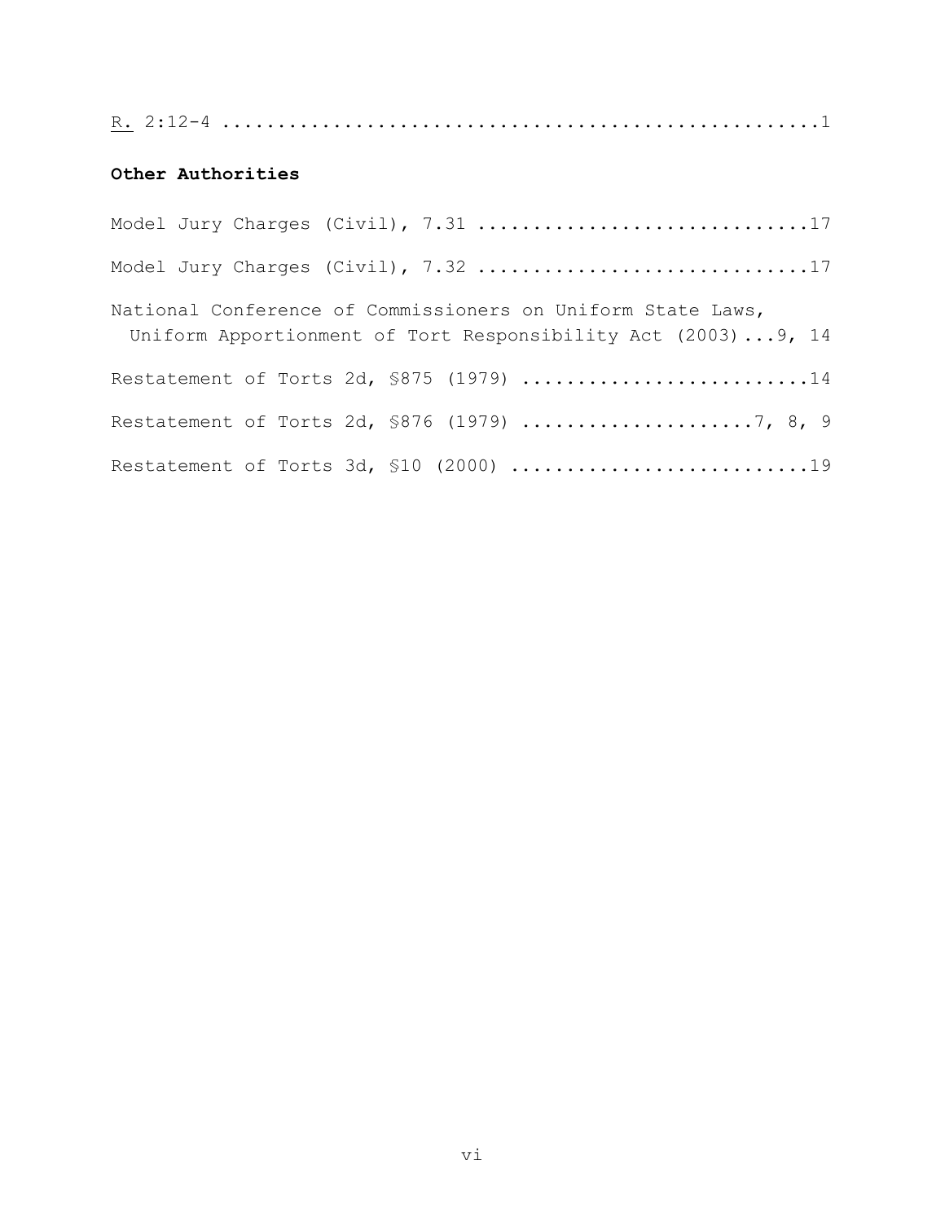R. 2:12-4 ....................................................1

**Other Authorities**

Model Jury Charges (Civil), 7.31 .............................17

Model Jury Charges (Civil), 7.32 .............................17

National Conference of Commissioners on Uniform State Laws,
Uniform Apportionment of Tort Responsibility Act (2003)...9, 14

Restatement of Torts 2d, §875 (1979) .........................14

Restatement of Torts 2d, §876 (1979) ....................7, 8, 9

Restatement of Torts 3d, §10 (2000) ..........................19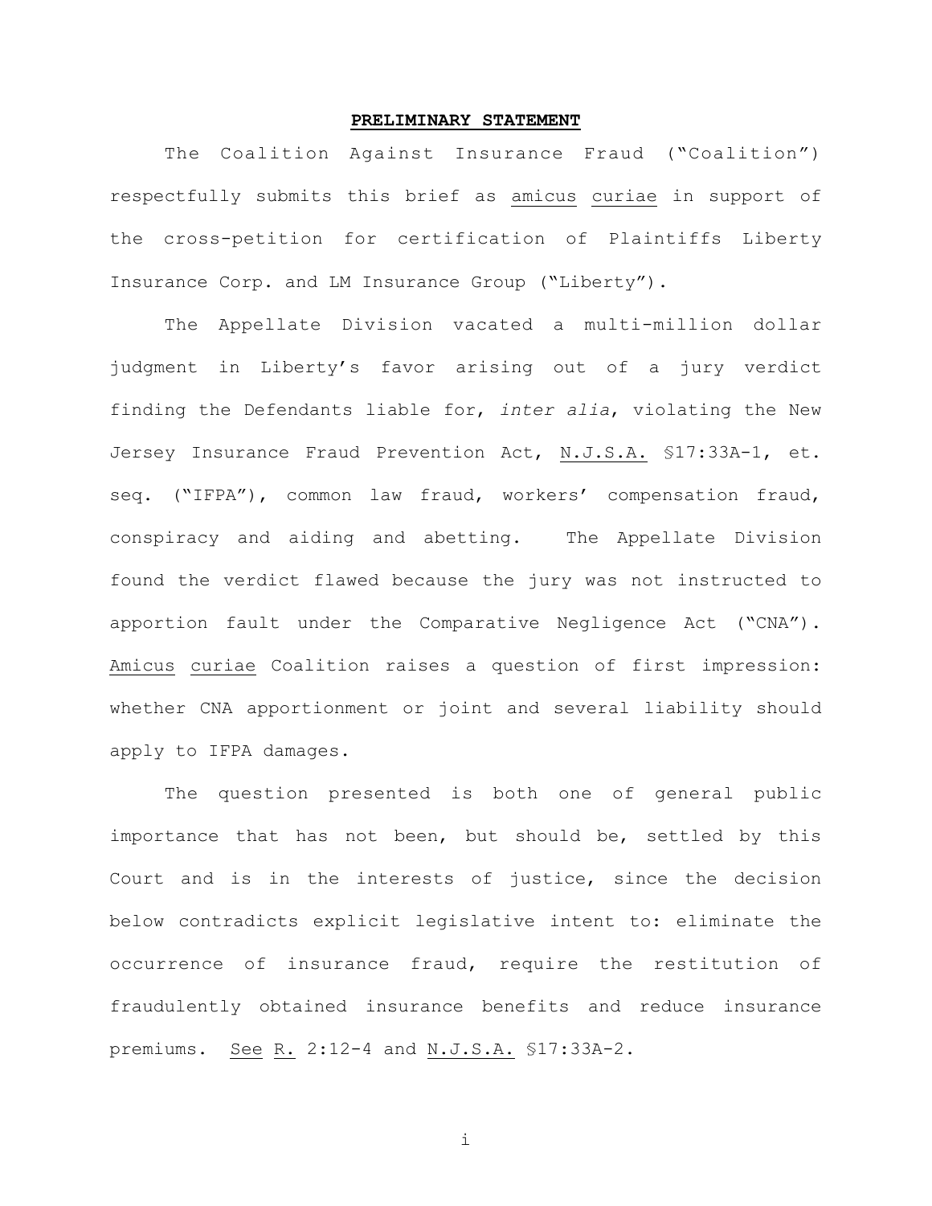## PRELIMINARY STATEMENT

The Coalition Against Insurance Fraud ("Coalition") respectfully submits this brief as amicus curiae in support of the cross-petition for certification of Plaintiffs Liberty Insurance Corp. and LM Insurance Group ("Liberty").

The Appellate Division vacated a multi-million dollar judgment in Liberty's favor arising out of a jury verdict finding the Defendants liable for, *inter alia*, violating the New Jersey Insurance Fraud Prevention Act, N.J.S.A. §17:33A-1, et. seq. ("IFPA"), common law fraud, workers' compensation fraud, conspiracy and aiding and abetting. The Appellate Division found the verdict flawed because the jury was not instructed to apportion fault under the Comparative Negligence Act ("CNA"). Amicus curiae Coalition raises a question of first impression: whether CNA apportionment or joint and several liability should apply to IFPA damages.

The question presented is both one of general public importance that has not been, but should be, settled by this Court and is in the interests of justice, since the decision below contradicts explicit legislative intent to: eliminate the occurrence of insurance fraud, require the restitution of fraudulently obtained insurance benefits and reduce insurance premiums. See R. 2:12-4 and N.J.S.A. §17:33A-2.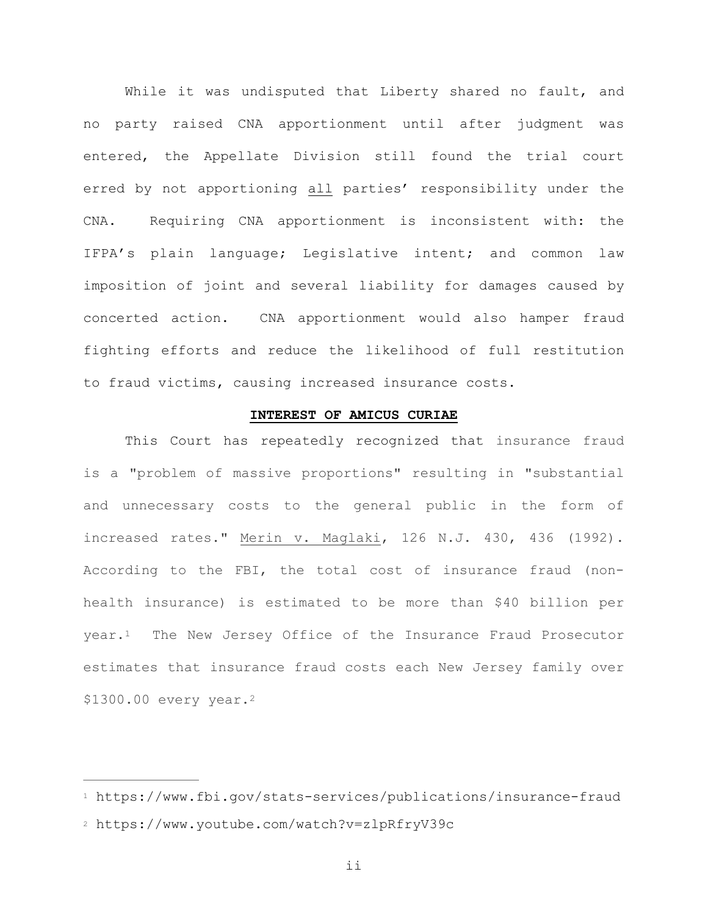While it was undisputed that Liberty shared no fault, and no party raised CNA apportionment until after judgment was entered, the Appellate Division still found the trial court erred by not apportioning all parties' responsibility under the CNA. Requiring CNA apportionment is inconsistent with: the IFPA's plain language; Legislative intent; and common law imposition of joint and several liability for damages caused by concerted action. CNA apportionment would also hamper fraud fighting efforts and reduce the likelihood of full restitution to fraud victims, causing increased insurance costs.

## INTEREST OF AMICUS CURIAE

This Court has repeatedly recognized that insurance fraud is a "problem of massive proportions" resulting in "substantial and unnecessary costs to the general public in the form of increased rates." Merin v. Maglaki, 126 N.J. 430, 436 (1992). According to the FBI, the total cost of insurance fraud (non-health insurance) is estimated to be more than $40 billion per year.[1] The New Jersey Office of the Insurance Fraud Prosecutor estimates that insurance fraud costs each New Jersey family over $1300.00 every year.[2]

---

[1] https://www.fbi.gov/stats-services/publications/insurance-fraud

[2] https://www.youtube.com/watch?v=zlpRfryV39c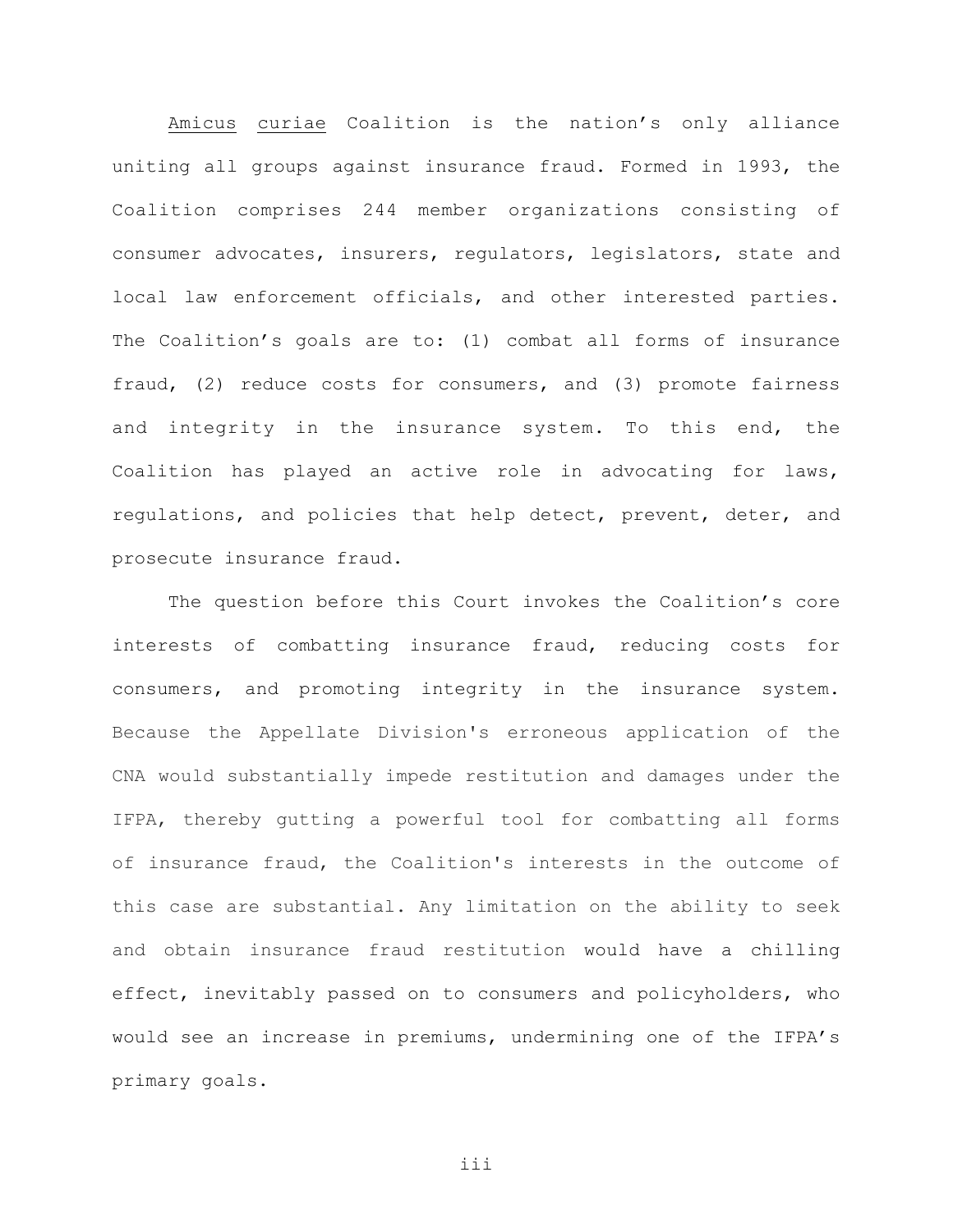*Amicus curiae* Coalition is the nation's only alliance uniting all groups against insurance fraud. Formed in 1993, the Coalition comprises 244 member organizations consisting of consumer advocates, insurers, regulators, legislators, state and local law enforcement officials, and other interested parties. The Coalition's goals are to: (1) combat all forms of insurance fraud, (2) reduce costs for consumers, and (3) promote fairness and integrity in the insurance system. To this end, the Coalition has played an active role in advocating for laws, regulations, and policies that help detect, prevent, deter, and prosecute insurance fraud.

The question before this Court invokes the Coalition's core interests of combatting insurance fraud, reducing costs for consumers, and promoting integrity in the insurance system. Because the Appellate Division's erroneous application of the CNA would substantially impede restitution and damages under the IFPA, thereby gutting a powerful tool for combatting all forms of insurance fraud, the Coalition's interests in the outcome of this case are substantial. Any limitation on the ability to seek and obtain insurance fraud restitution would have a chilling effect, inevitably passed on to consumers and policyholders, who would see an increase in premiums, undermining one of the IFPA's primary goals.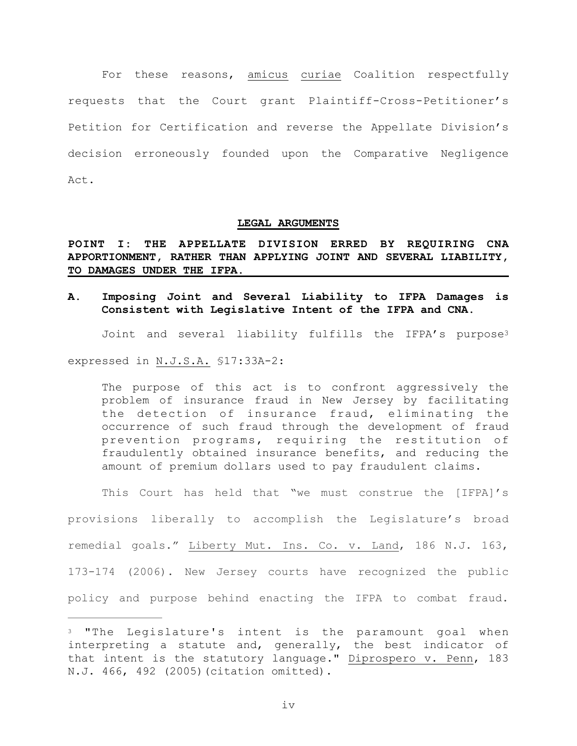For these reasons, amicus curiae Coalition respectfully requests that the Court grant Plaintiff-Cross-Petitioner's Petition for Certification and reverse the Appellate Division's decision erroneously founded upon the Comparative Negligence Act.

## LEGAL ARGUMENTS

### POINT I: THE APPELLATE DIVISION ERRED BY REQUIRING CNA APPORTIONMENT, RATHER THAN APPLYING JOINT AND SEVERAL LIABILITY, TO DAMAGES UNDER THE IFPA.

#### A. Imposing Joint and Several Liability to IFPA Damages is Consistent with Legislative Intent of the IFPA and CNA.

Joint and several liability fulfills the IFPA's purpose[3] expressed in N.J.S.A. §17:33A-2:

> The purpose of this act is to confront aggressively the problem of insurance fraud in New Jersey by facilitating the detection of insurance fraud, eliminating the occurrence of such fraud through the development of fraud prevention programs, requiring the restitution of fraudulently obtained insurance benefits, and reducing the amount of premium dollars used to pay fraudulent claims.

This Court has held that "we must construe the [IFPA]'s provisions liberally to accomplish the Legislature's broad remedial goals." Liberty Mut. Ins. Co. v. Land, 186 N.J. 163, 173-174 (2006). New Jersey courts have recognized the public policy and purpose behind enacting the IFPA to combat fraud.

---

[3] "The Legislature's intent is the paramount goal when interpreting a statute and, generally, the best indicator of that intent is the statutory language." Diprospero v. Penn, 183 N.J. 466, 492 (2005)(citation omitted).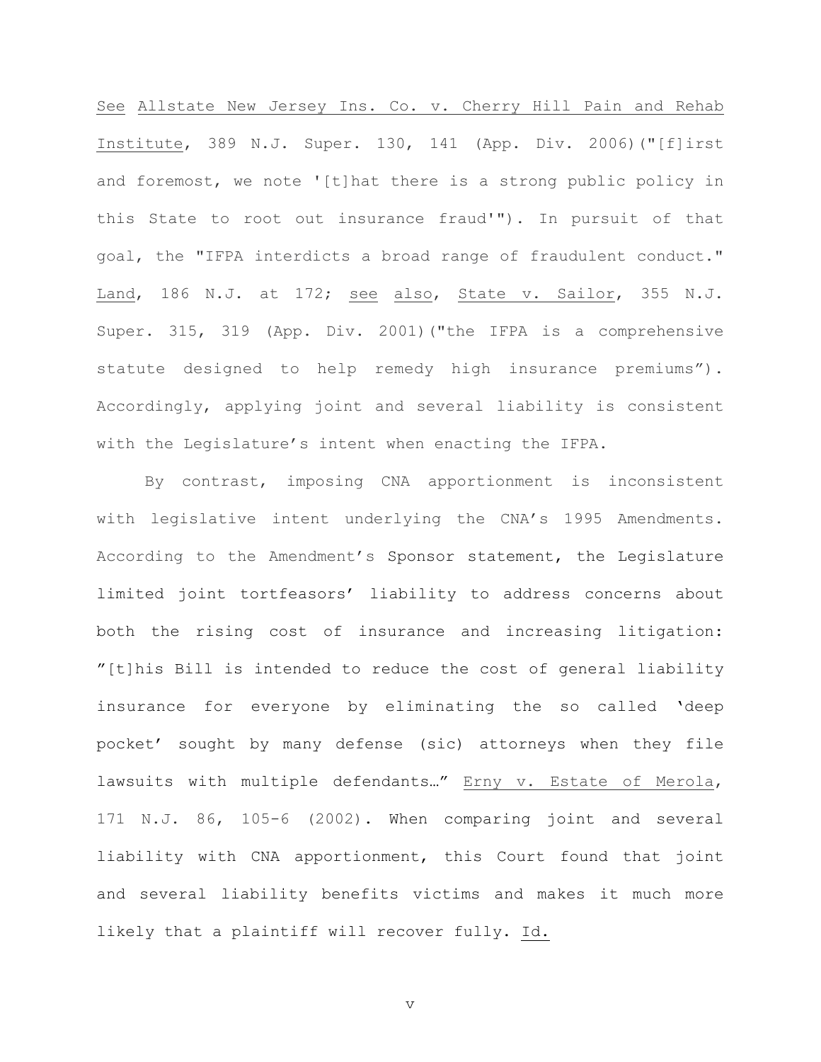See Allstate New Jersey Ins. Co. v. Cherry Hill Pain and Rehab Institute, 389 N.J. Super. 130, 141 (App. Div. 2006)("[f]irst and foremost, we note '[t]hat there is a strong public policy in this State to root out insurance fraud'"). In pursuit of that goal, the "IFPA interdicts a broad range of fraudulent conduct." Land, 186 N.J. at 172; see also, State v. Sailor, 355 N.J. Super. 315, 319 (App. Div. 2001)("the IFPA is a comprehensive statute designed to help remedy high insurance premiums"). Accordingly, applying joint and several liability is consistent with the Legislature's intent when enacting the IFPA.

By contrast, imposing CNA apportionment is inconsistent with legislative intent underlying the CNA's 1995 Amendments. According to the Amendment's Sponsor statement, the Legislature limited joint tortfeasors' liability to address concerns about both the rising cost of insurance and increasing litigation: "[t]his Bill is intended to reduce the cost of general liability insurance for everyone by eliminating the so called 'deep pocket' sought by many defense (sic) attorneys when they file lawsuits with multiple defendants…" Erny v. Estate of Merola, 171 N.J. 86, 105-6 (2002). When comparing joint and several liability with CNA apportionment, this Court found that joint and several liability benefits victims and makes it much more likely that a plaintiff will recover fully. Id.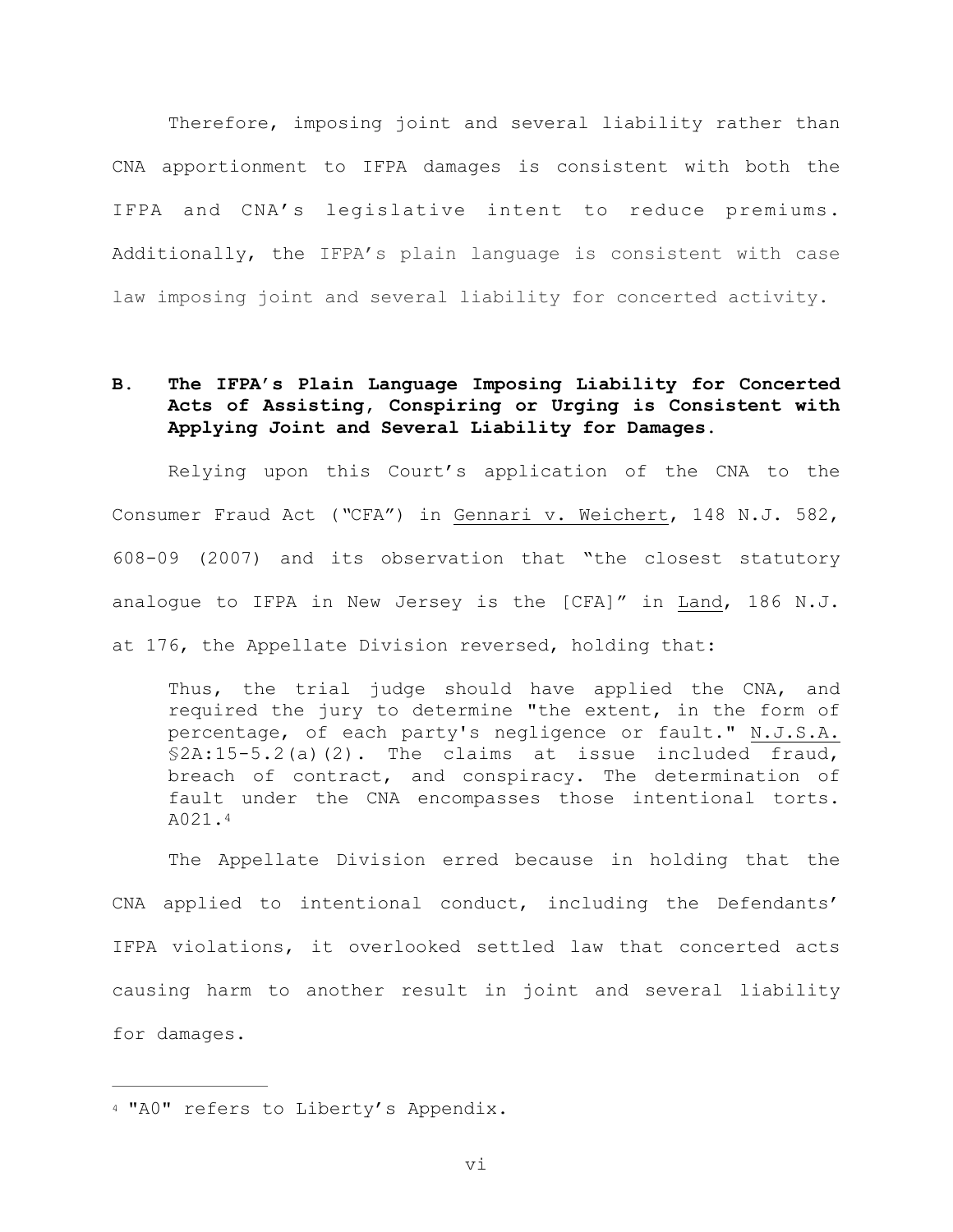Therefore, imposing joint and several liability rather than CNA apportionment to IFPA damages is consistent with both the IFPA and CNA's legislative intent to reduce premiums. Additionally, the IFPA's plain language is consistent with case law imposing joint and several liability for concerted activity.

### B. The IFPA's Plain Language Imposing Liability for Concerted Acts of Assisting, Conspiring or Urging is Consistent with Applying Joint and Several Liability for Damages.

Relying upon this Court's application of the CNA to the Consumer Fraud Act ("CFA") in Gennari v. Weichert, 148 N.J. 582, 608-09 (2007) and its observation that "the closest statutory analogue to IFPA in New Jersey is the [CFA]" in Land, 186 N.J. at 176, the Appellate Division reversed, holding that:

> Thus, the trial judge should have applied the CNA, and required the jury to determine "the extent, in the form of percentage, of each party's negligence or fault." N.J.S.A. §2A:15-5.2(a)(2). The claims at issue included fraud, breach of contract, and conspiracy. The determination of fault under the CNA encompasses those intentional torts. A021.[4]

The Appellate Division erred because in holding that the CNA applied to intentional conduct, including the Defendants' IFPA violations, it overlooked settled law that concerted acts causing harm to another result in joint and several liability for damages.

---

[4] "A0" refers to Liberty's Appendix.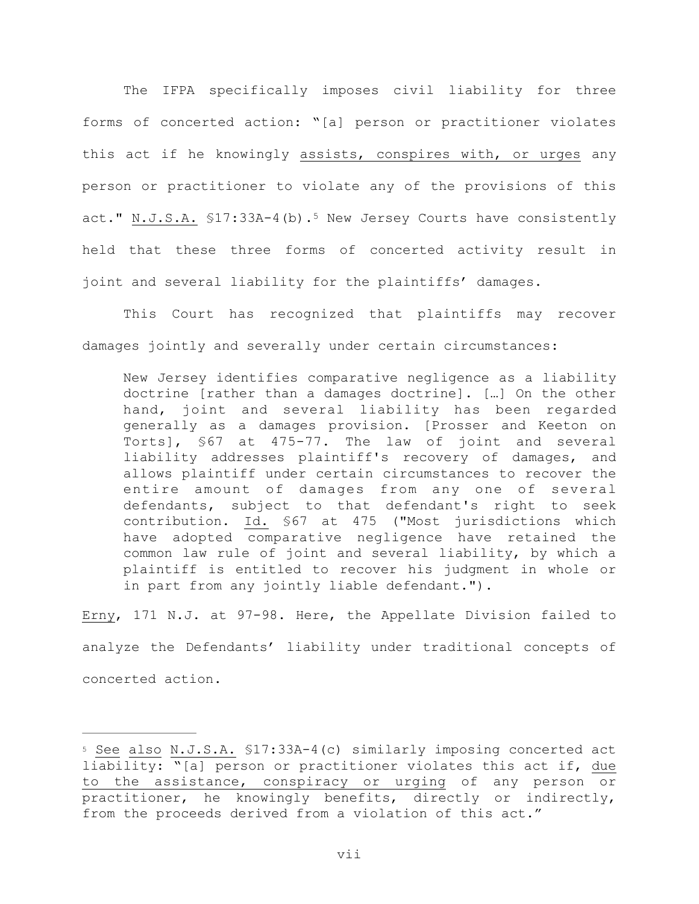The IFPA specifically imposes civil liability for three forms of concerted action: "[a] person or practitioner violates this act if he knowingly assists, conspires with, or urges any person or practitioner to violate any of the provisions of this act." N.J.S.A. §17:33A-4(b).[5] New Jersey Courts have consistently held that these three forms of concerted activity result in joint and several liability for the plaintiffs' damages.

This Court has recognized that plaintiffs may recover damages jointly and severally under certain circumstances:

> New Jersey identifies comparative negligence as a liability doctrine [rather than a damages doctrine]. […] On the other hand, joint and several liability has been regarded generally as a damages provision. [Prosser and Keeton on Torts], §67 at 475-77. The law of joint and several liability addresses plaintiff's recovery of damages, and allows plaintiff under certain circumstances to recover the entire amount of damages from any one of several defendants, subject to that defendant's right to seek contribution. Id. §67 at 475 ("Most jurisdictions which have adopted comparative negligence have retained the common law rule of joint and several liability, by which a plaintiff is entitled to recover his judgment in whole or in part from any jointly liable defendant.").

Erny, 171 N.J. at 97-98. Here, the Appellate Division failed to analyze the Defendants' liability under traditional concepts of concerted action.

---

[5] See also N.J.S.A. §17:33A-4(c) similarly imposing concerted act liability: "[a] person or practitioner violates this act if, due to the assistance, conspiracy or urging of any person or practitioner, he knowingly benefits, directly or indirectly, from the proceeds derived from a violation of this act."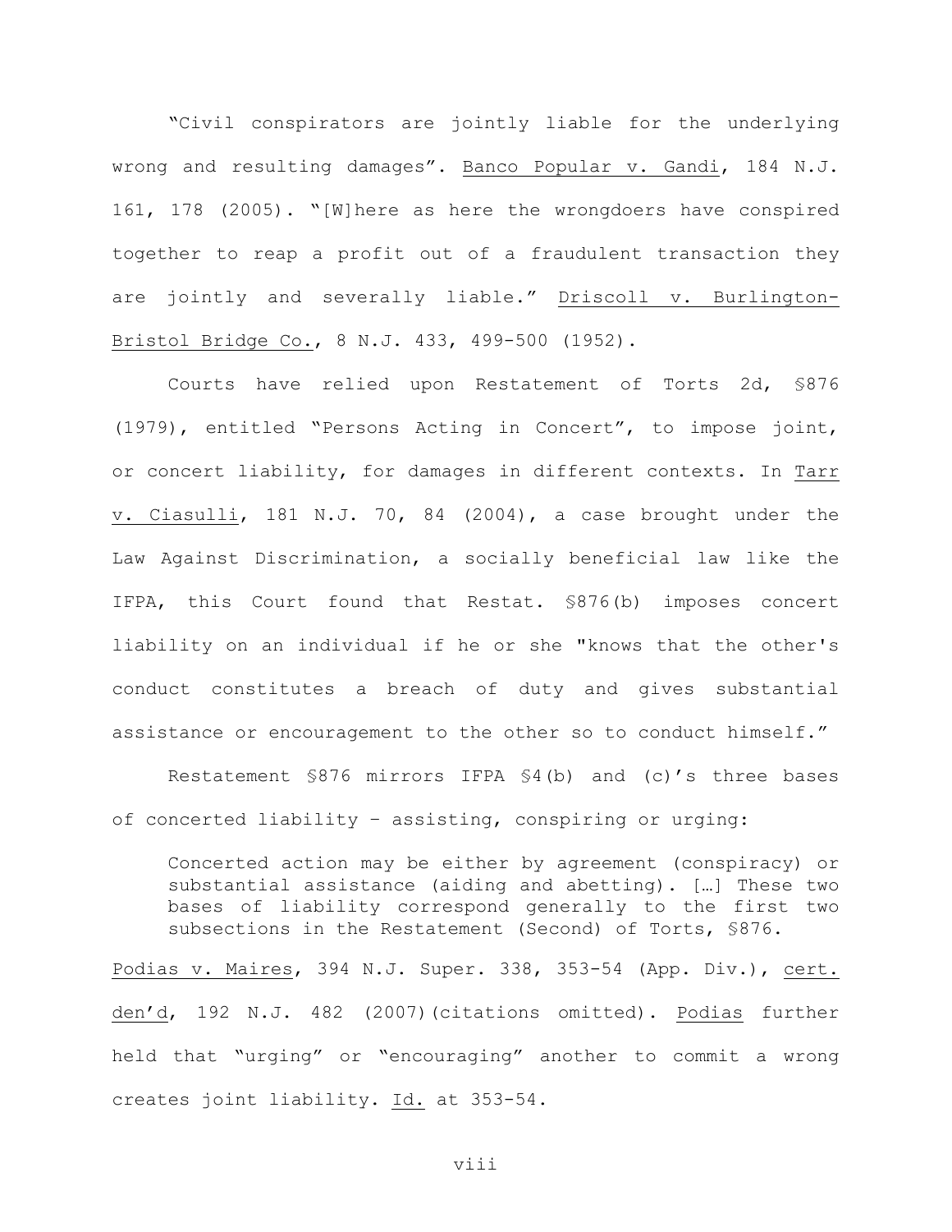"Civil conspirators are jointly liable for the underlying wrong and resulting damages". Banco Popular v. Gandi, 184 N.J. 161, 178 (2005). "[W]here as here the wrongdoers have conspired together to reap a profit out of a fraudulent transaction they are jointly and severally liable." Driscoll v. Burlington-Bristol Bridge Co., 8 N.J. 433, 499-500 (1952).

Courts have relied upon Restatement of Torts 2d, §876 (1979), entitled "Persons Acting in Concert", to impose joint, or concert liability, for damages in different contexts. In Tarr v. Ciasulli, 181 N.J. 70, 84 (2004), a case brought under the Law Against Discrimination, a socially beneficial law like the IFPA, this Court found that Restat. §876(b) imposes concert liability on an individual if he or she "knows that the other's conduct constitutes a breach of duty and gives substantial assistance or encouragement to the other so to conduct himself."

Restatement §876 mirrors IFPA §4(b) and (c)'s three bases of concerted liability – assisting, conspiring or urging:

> Concerted action may be either by agreement (conspiracy) or substantial assistance (aiding and abetting). […] These two bases of liability correspond generally to the first two subsections in the Restatement (Second) of Torts, §876.

Podias v. Maires, 394 N.J. Super. 338, 353-54 (App. Div.), cert. den'd, 192 N.J. 482 (2007)(citations omitted). Podias further held that "urging" or "encouraging" another to commit a wrong creates joint liability. Id. at 353-54.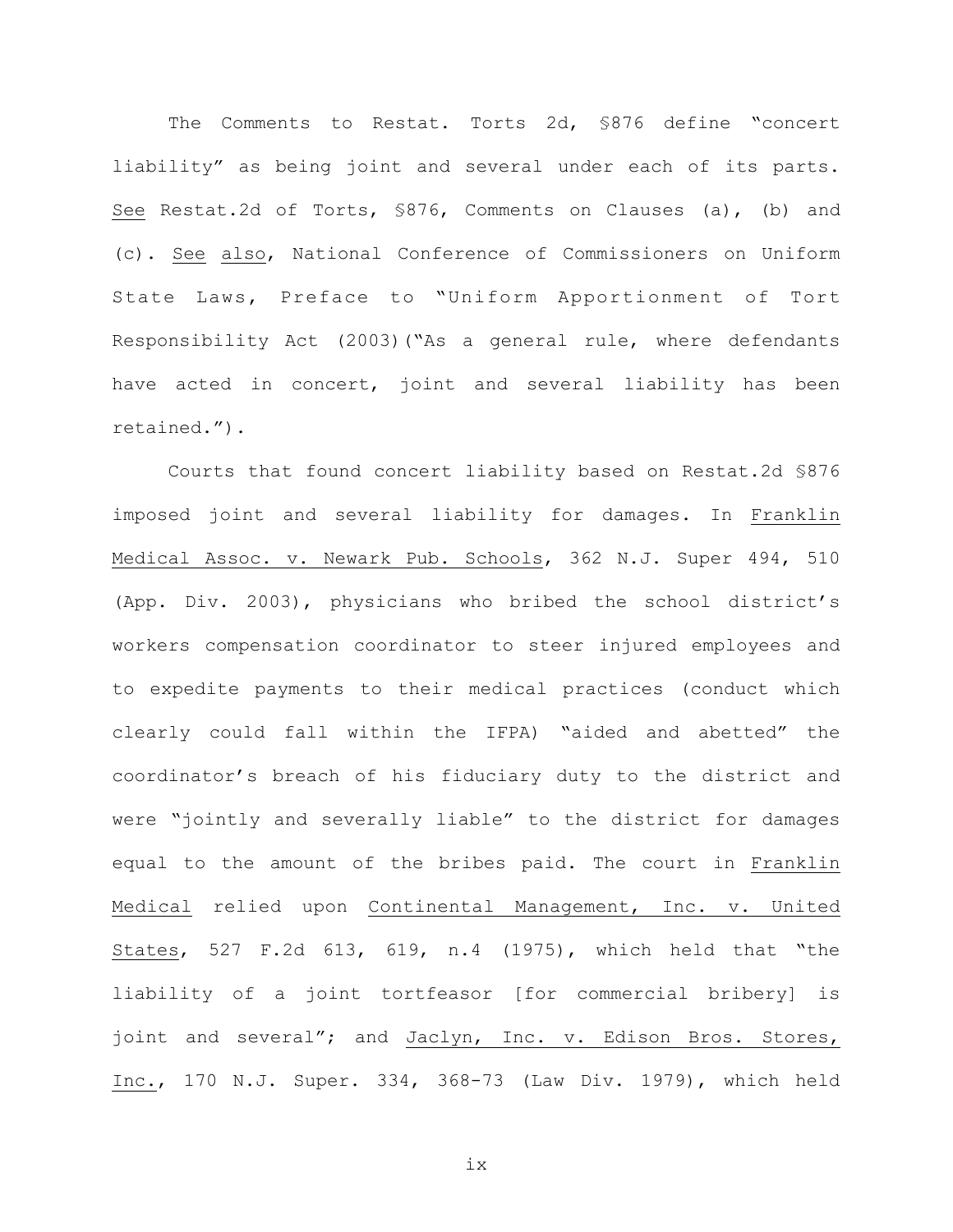The Comments to Restat. Torts 2d, §876 define "concert liability" as being joint and several under each of its parts. See Restat.2d of Torts, §876, Comments on Clauses (a), (b) and (c). See also, National Conference of Commissioners on Uniform State Laws, Preface to "Uniform Apportionment of Tort Responsibility Act (2003)("As a general rule, where defendants have acted in concert, joint and several liability has been retained.").

Courts that found concert liability based on Restat.2d §876 imposed joint and several liability for damages. In Franklin Medical Assoc. v. Newark Pub. Schools, 362 N.J. Super 494, 510 (App. Div. 2003), physicians who bribed the school district's workers compensation coordinator to steer injured employees and to expedite payments to their medical practices (conduct which clearly could fall within the IFPA) "aided and abetted" the coordinator's breach of his fiduciary duty to the district and were "jointly and severally liable" to the district for damages equal to the amount of the bribes paid. The court in Franklin Medical relied upon Continental Management, Inc. v. United States, 527 F.2d 613, 619, n.4 (1975), which held that "the liability of a joint tortfeasor [for commercial bribery] is joint and several"; and Jaclyn, Inc. v. Edison Bros. Stores, Inc., 170 N.J. Super. 334, 368-73 (Law Div. 1979), which held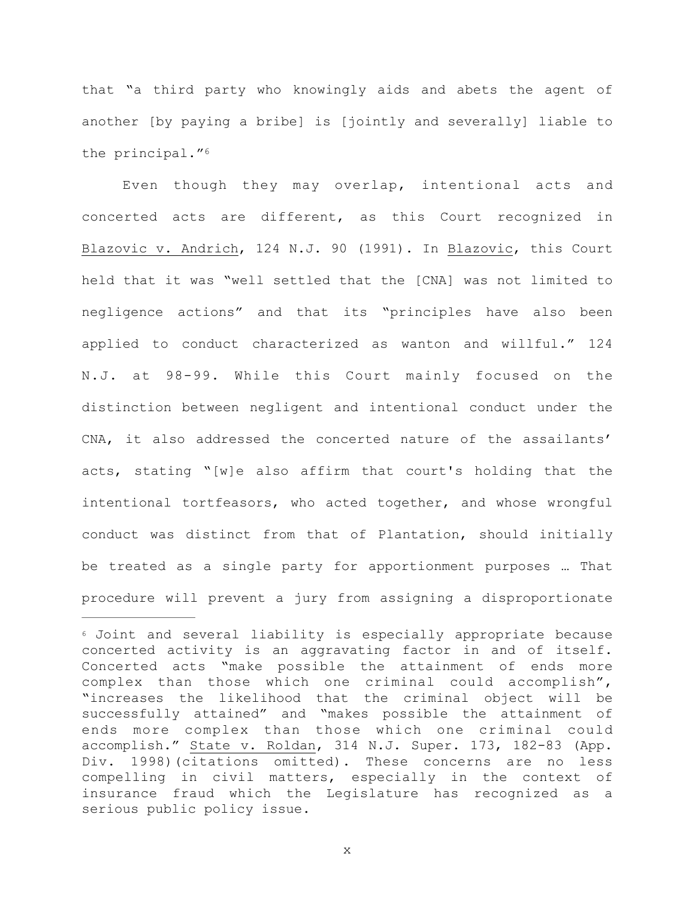that "a third party who knowingly aids and abets the agent of another [by paying a bribe] is [jointly and severally] liable to the principal."[6]

Even though they may overlap, intentional acts and concerted acts are different, as this Court recognized in Blazovic v. Andrich, 124 N.J. 90 (1991). In Blazovic, this Court held that it was "well settled that the [CNA] was not limited to negligence actions" and that its "principles have also been applied to conduct characterized as wanton and willful." 124 N.J. at 98-99. While this Court mainly focused on the distinction between negligent and intentional conduct under the CNA, it also addressed the concerted nature of the assailants' acts, stating "[w]e also affirm that court's holding that the intentional tortfeasors, who acted together, and whose wrongful conduct was distinct from that of Plantation, should initially be treated as a single party for apportionment purposes … That procedure will prevent a jury from assigning a disproportionate

---

[6] Joint and several liability is especially appropriate because concerted activity is an aggravating factor in and of itself. Concerted acts "make possible the attainment of ends more complex than those which one criminal could accomplish", "increases the likelihood that the criminal object will be successfully attained" and "makes possible the attainment of ends more complex than those which one criminal could accomplish." State v. Roldan, 314 N.J. Super. 173, 182-83 (App. Div. 1998)(citations omitted). These concerns are no less compelling in civil matters, especially in the context of insurance fraud which the Legislature has recognized as a serious public policy issue.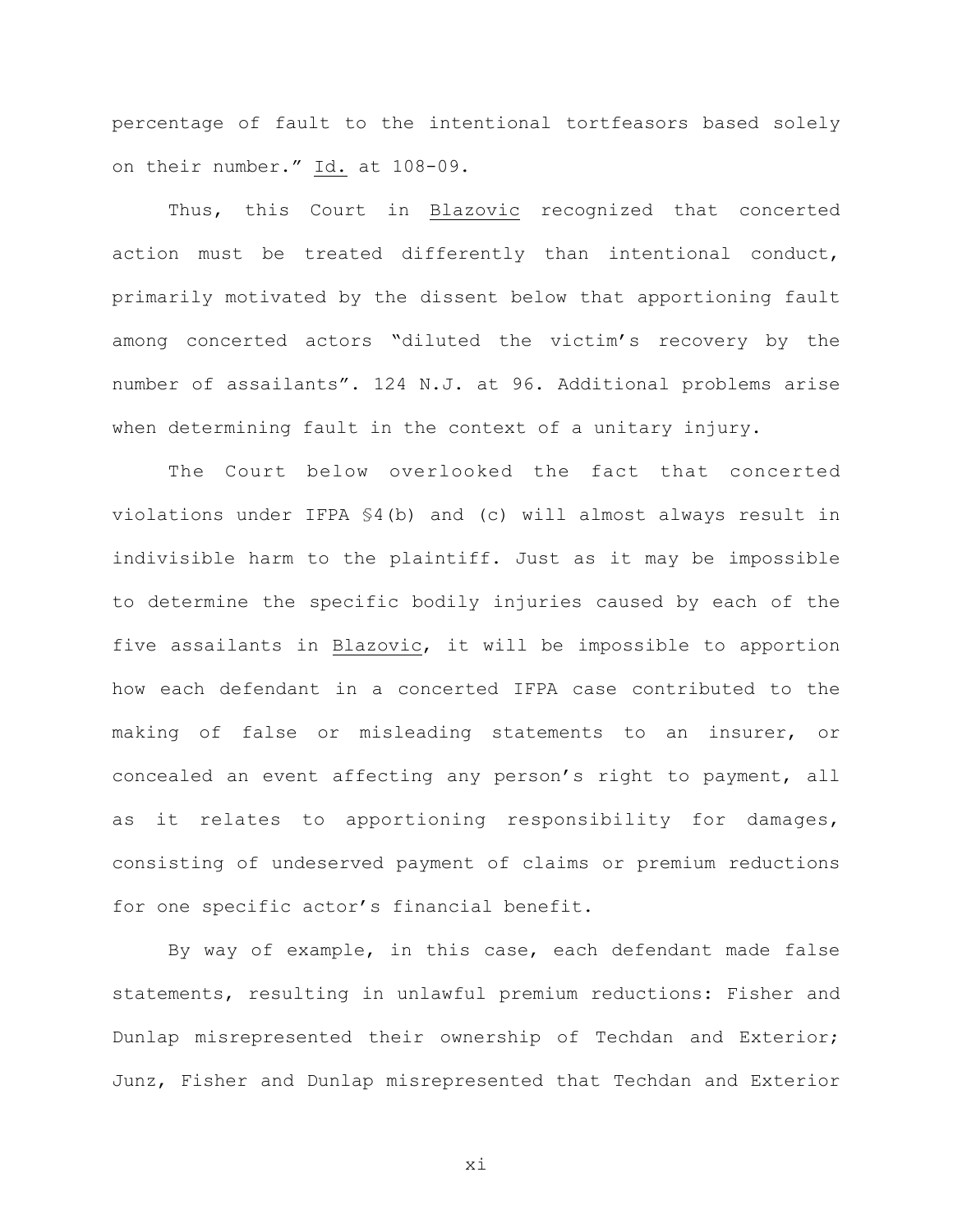percentage of fault to the intentional tortfeasors based solely on their number." Id. at 108-09.

Thus, this Court in Blazovic recognized that concerted action must be treated differently than intentional conduct, primarily motivated by the dissent below that apportioning fault among concerted actors "diluted the victim's recovery by the number of assailants". 124 N.J. at 96. Additional problems arise when determining fault in the context of a unitary injury.

The Court below overlooked the fact that concerted violations under IFPA §4(b) and (c) will almost always result in indivisible harm to the plaintiff. Just as it may be impossible to determine the specific bodily injuries caused by each of the five assailants in Blazovic, it will be impossible to apportion how each defendant in a concerted IFPA case contributed to the making of false or misleading statements to an insurer, or concealed an event affecting any person's right to payment, all as it relates to apportioning responsibility for damages, consisting of undeserved payment of claims or premium reductions for one specific actor's financial benefit.

By way of example, in this case, each defendant made false statements, resulting in unlawful premium reductions: Fisher and Dunlap misrepresented their ownership of Techdan and Exterior; Junz, Fisher and Dunlap misrepresented that Techdan and Exterior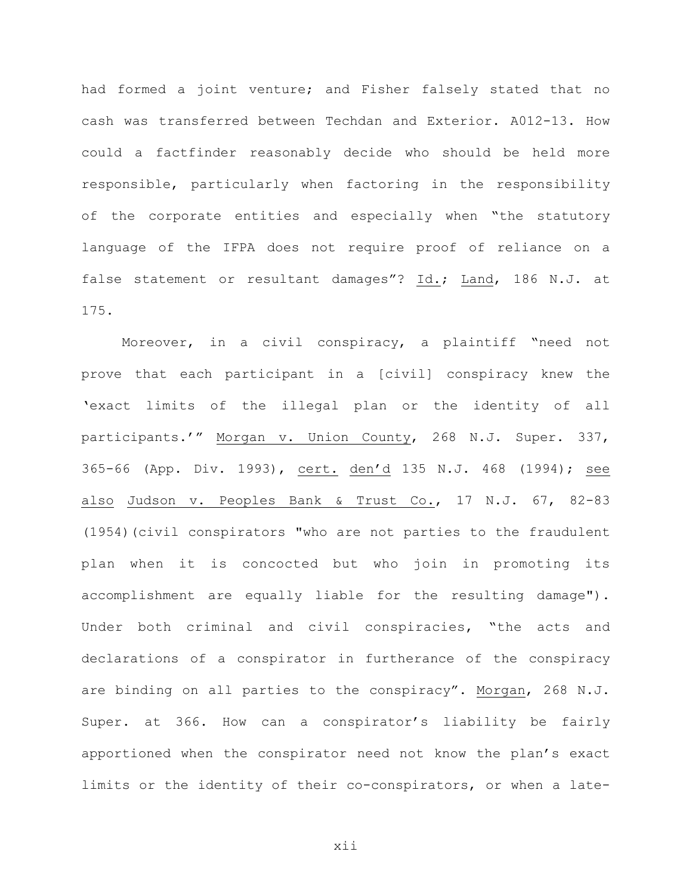had formed a joint venture; and Fisher falsely stated that no cash was transferred between Techdan and Exterior. A012-13. How could a factfinder reasonably decide who should be held more responsible, particularly when factoring in the responsibility of the corporate entities and especially when "the statutory language of the IFPA does not require proof of reliance on a false statement or resultant damages"? Id.; Land, 186 N.J. at 175.

Moreover, in a civil conspiracy, a plaintiff "need not prove that each participant in a [civil] conspiracy knew the 'exact limits of the illegal plan or the identity of all participants.'" Morgan v. Union County, 268 N.J. Super. 337, 365-66 (App. Div. 1993), cert. den'd 135 N.J. 468 (1994); see also Judson v. Peoples Bank & Trust Co., 17 N.J. 67, 82-83 (1954)(civil conspirators "who are not parties to the fraudulent plan when it is concocted but who join in promoting its accomplishment are equally liable for the resulting damage"). Under both criminal and civil conspiracies, "the acts and declarations of a conspirator in furtherance of the conspiracy are binding on all parties to the conspiracy". Morgan, 268 N.J. Super. at 366. How can a conspirator's liability be fairly apportioned when the conspirator need not know the plan's exact limits or the identity of their co-conspirators, or when a late-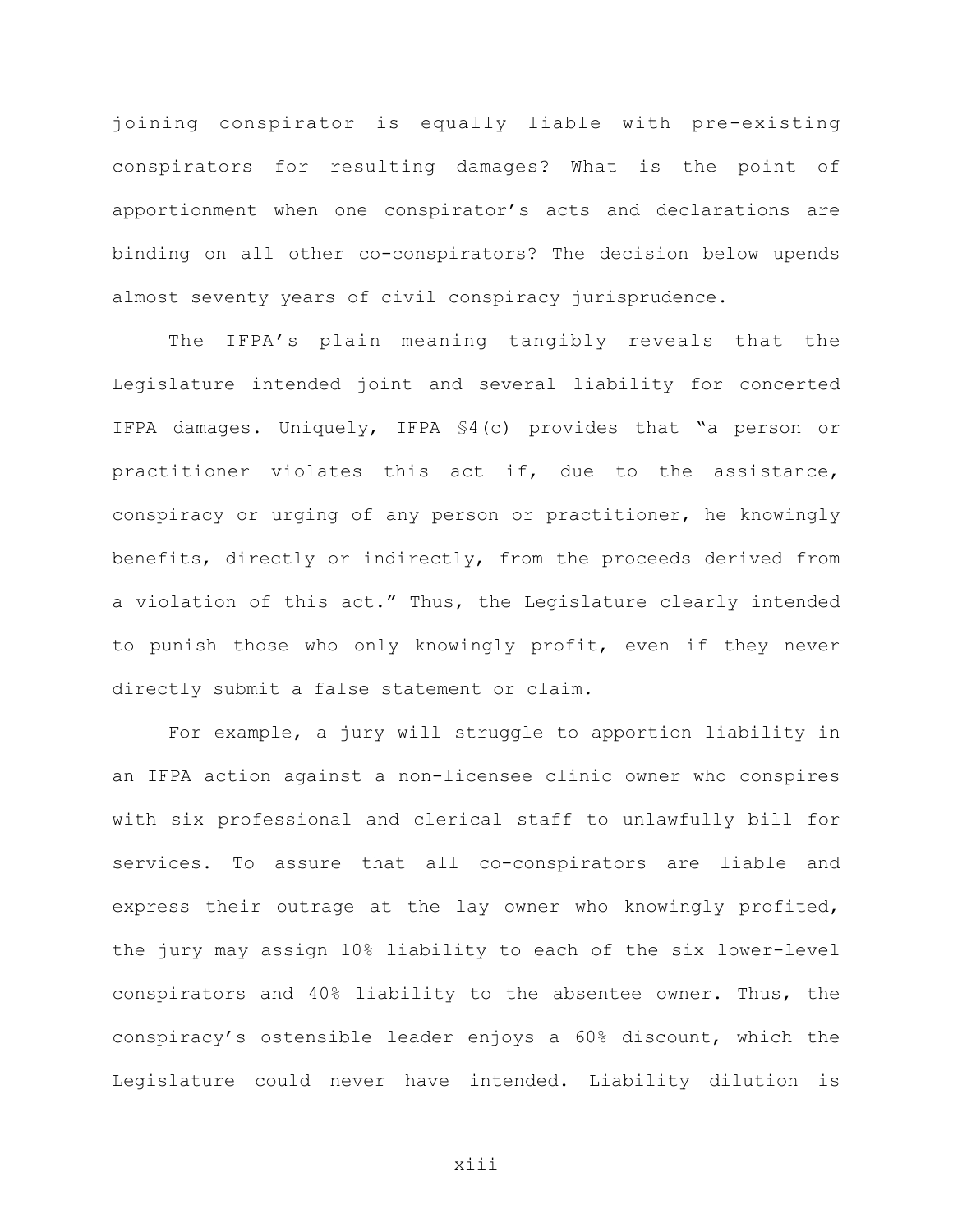joining conspirator is equally liable with pre-existing conspirators for resulting damages? What is the point of apportionment when one conspirator's acts and declarations are binding on all other co-conspirators? The decision below upends almost seventy years of civil conspiracy jurisprudence.

The IFPA's plain meaning tangibly reveals that the Legislature intended joint and several liability for concerted IFPA damages. Uniquely, IFPA §4(c) provides that "a person or practitioner violates this act if, due to the assistance, conspiracy or urging of any person or practitioner, he knowingly benefits, directly or indirectly, from the proceeds derived from a violation of this act." Thus, the Legislature clearly intended to punish those who only knowingly profit, even if they never directly submit a false statement or claim.

For example, a jury will struggle to apportion liability in an IFPA action against a non-licensee clinic owner who conspires with six professional and clerical staff to unlawfully bill for services. To assure that all co-conspirators are liable and express their outrage at the lay owner who knowingly profited, the jury may assign 10% liability to each of the six lower-level conspirators and 40% liability to the absentee owner. Thus, the conspiracy's ostensible leader enjoys a 60% discount, which the Legislature could never have intended. Liability dilution is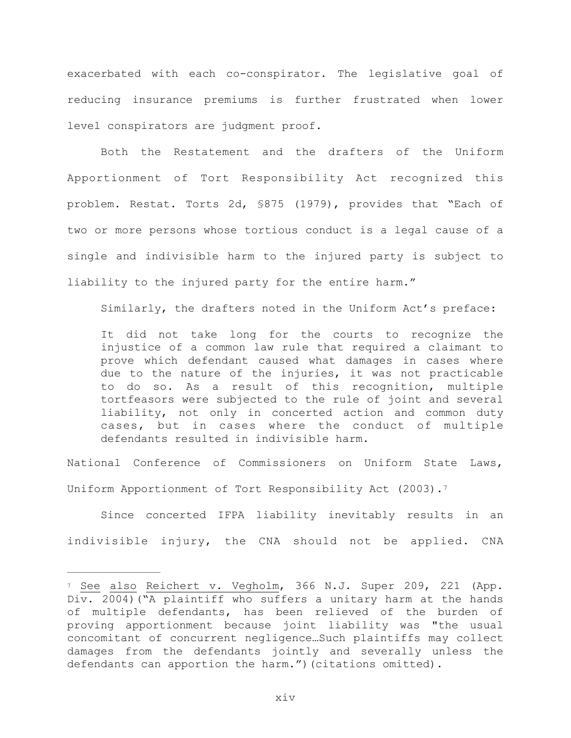exacerbated with each co-conspirator. The legislative goal of reducing insurance premiums is further frustrated when lower level conspirators are judgment proof.

Both the Restatement and the drafters of the Uniform Apportionment of Tort Responsibility Act recognized this problem. Restat. Torts 2d, §875 (1979), provides that "Each of two or more persons whose tortious conduct is a legal cause of a single and indivisible harm to the injured party is subject to liability to the injured party for the entire harm."

Similarly, the drafters noted in the Uniform Act's preface:

> It did not take long for the courts to recognize the injustice of a common law rule that required a claimant to prove which defendant caused what damages in cases where due to the nature of the injuries, it was not practicable to do so. As a result of this recognition, multiple tortfeasors were subjected to the rule of joint and several liability, not only in concerted action and common duty cases, but in cases where the conduct of multiple defendants resulted in indivisible harm.

National Conference of Commissioners on Uniform State Laws, Uniform Apportionment of Tort Responsibility Act (2003).[7]

Since concerted IFPA liability inevitably results in an indivisible injury, the CNA should not be applied. CNA

---

[7] See also Reichert v. Vegholm, 366 N.J. Super 209, 221 (App. Div. 2004)("A plaintiff who suffers a unitary harm at the hands of multiple defendants, has been relieved of the burden of proving apportionment because joint liability was "the usual concomitant of concurrent negligence…Such plaintiffs may collect damages from the defendants jointly and severally unless the defendants can apportion the harm.")(citations omitted).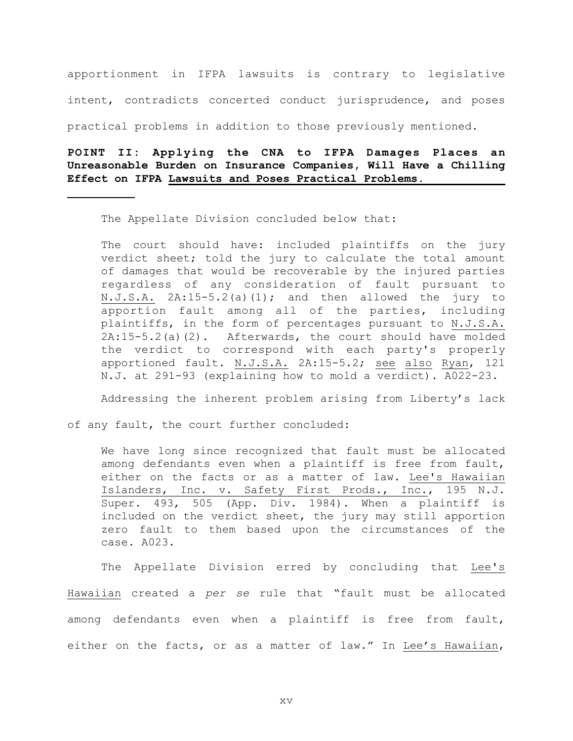apportionment in IFPA lawsuits is contrary to legislative intent, contradicts concerted conduct jurisprudence, and poses practical problems in addition to those previously mentioned.

**POINT II: Applying the CNA to IFPA Damages Places an Unreasonable Burden on Insurance Companies, Will Have a Chilling Effect on IFPA Lawsuits and Poses Practical Problems.**

The Appellate Division concluded below that:

> The court should have: included plaintiffs on the jury verdict sheet; told the jury to calculate the total amount of damages that would be recoverable by the injured parties regardless of any consideration of fault pursuant to N.J.S.A. 2A:15-5.2(a)(1); and then allowed the jury to apportion fault among all of the parties, including plaintiffs, in the form of percentages pursuant to N.J.S.A. 2A:15-5.2(a)(2). Afterwards, the court should have molded the verdict to correspond with each party's properly apportioned fault. N.J.S.A. 2A:15-5.2; see also Ryan, 121 N.J. at 291-93 (explaining how to mold a verdict). A022-23.

Addressing the inherent problem arising from Liberty's lack of any fault, the court further concluded:

> We have long since recognized that fault must be allocated among defendants even when a plaintiff is free from fault, either on the facts or as a matter of law. Lee's Hawaiian Islanders, Inc. v. Safety First Prods., Inc., 195 N.J. Super. 493, 505 (App. Div. 1984). When a plaintiff is included on the verdict sheet, the jury may still apportion zero fault to them based upon the circumstances of the case. A023.

The Appellate Division erred by concluding that Lee's Hawaiian created a *per se* rule that "fault must be allocated among defendants even when a plaintiff is free from fault, either on the facts, or as a matter of law." In Lee's Hawaiian,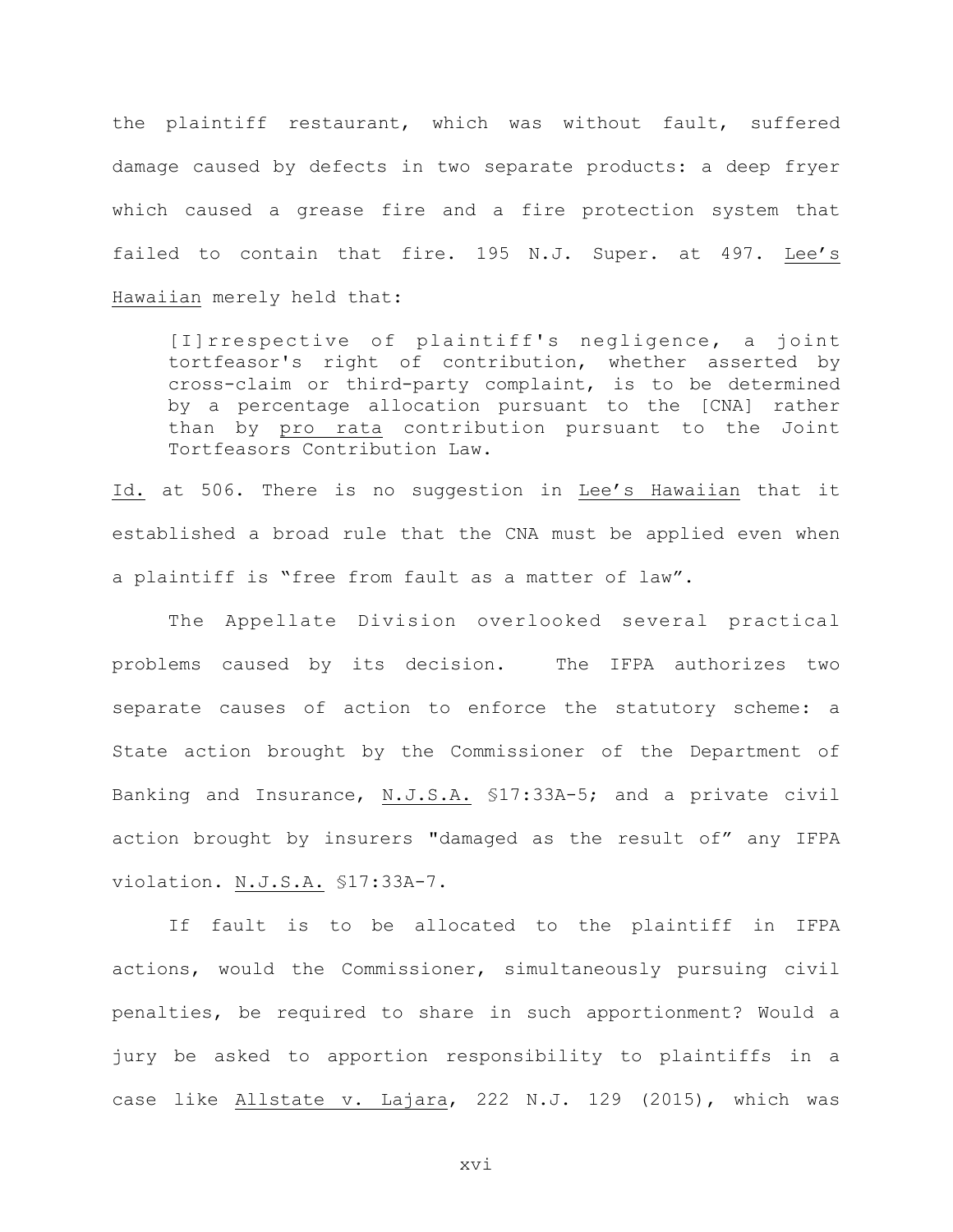the plaintiff restaurant, which was without fault, suffered damage caused by defects in two separate products: a deep fryer which caused a grease fire and a fire protection system that failed to contain that fire. 195 N.J. Super. at 497. Lee's Hawaiian merely held that:

> [I]rrespective of plaintiff's negligence, a joint tortfeasor's right of contribution, whether asserted by cross-claim or third-party complaint, is to be determined by a percentage allocation pursuant to the [CNA] rather than by pro rata contribution pursuant to the Joint Tortfeasors Contribution Law.

Id. at 506. There is no suggestion in Lee's Hawaiian that it established a broad rule that the CNA must be applied even when a plaintiff is "free from fault as a matter of law".

The Appellate Division overlooked several practical problems caused by its decision. The IFPA authorizes two separate causes of action to enforce the statutory scheme: a State action brought by the Commissioner of the Department of Banking and Insurance, N.J.S.A. §17:33A-5; and a private civil action brought by insurers "damaged as the result of" any IFPA violation. N.J.S.A. §17:33A-7.

If fault is to be allocated to the plaintiff in IFPA actions, would the Commissioner, simultaneously pursuing civil penalties, be required to share in such apportionment? Would a jury be asked to apportion responsibility to plaintiffs in a case like Allstate v. Lajara, 222 N.J. 129 (2015), which was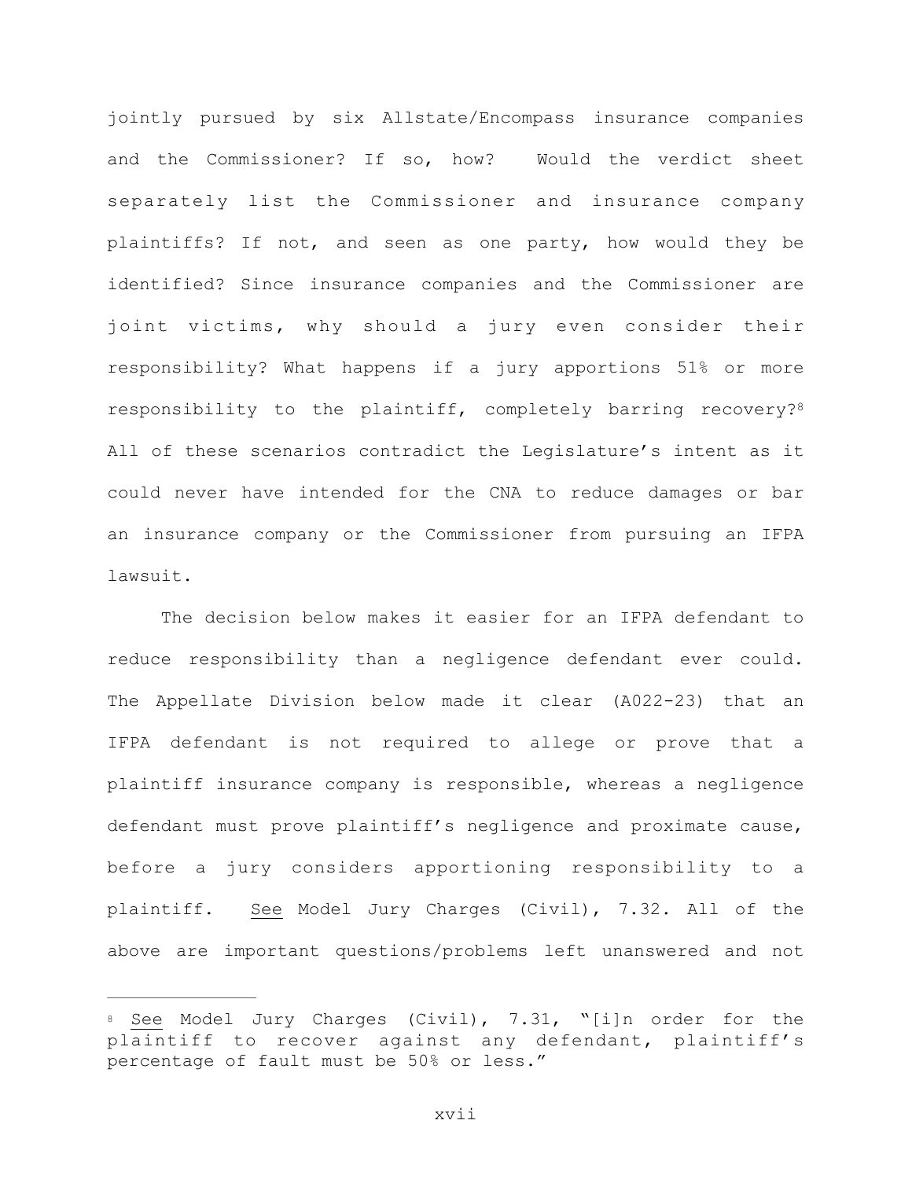jointly pursued by six Allstate/Encompass insurance companies and the Commissioner? If so, how? Would the verdict sheet separately list the Commissioner and insurance company plaintiffs? If not, and seen as one party, how would they be identified? Since insurance companies and the Commissioner are joint victims, why should a jury even consider their responsibility? What happens if a jury apportions 51% or more responsibility to the plaintiff, completely barring recovery?[8] All of these scenarios contradict the Legislature's intent as it could never have intended for the CNA to reduce damages or bar an insurance company or the Commissioner from pursuing an IFPA lawsuit.

The decision below makes it easier for an IFPA defendant to reduce responsibility than a negligence defendant ever could. The Appellate Division below made it clear (A022-23) that an IFPA defendant is not required to allege or prove that a plaintiff insurance company is responsible, whereas a negligence defendant must prove plaintiff's negligence and proximate cause, before a jury considers apportioning responsibility to a plaintiff. See Model Jury Charges (Civil), 7.32. All of the above are important questions/problems left unanswered and not

---

[8] See Model Jury Charges (Civil), 7.31, "[i]n order for the plaintiff to recover against any defendant, plaintiff's percentage of fault must be 50% or less."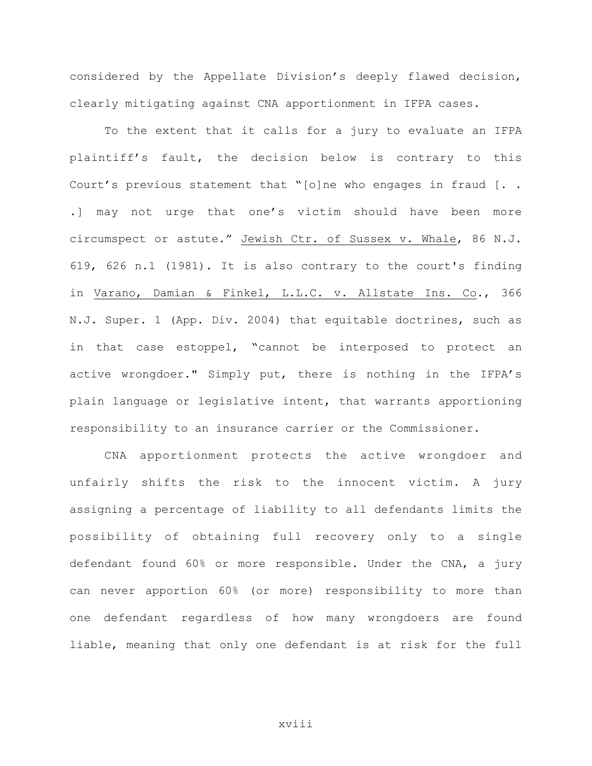considered by the Appellate Division's deeply flawed decision, clearly mitigating against CNA apportionment in IFPA cases.

To the extent that it calls for a jury to evaluate an IFPA plaintiff's fault, the decision below is contrary to this Court's previous statement that "[o]ne who engages in fraud [. . .] may not urge that one's victim should have been more circumspect or astute." Jewish Ctr. of Sussex v. Whale, 86 N.J. 619, 626 n.1 (1981). It is also contrary to the court's finding in Varano, Damian & Finkel, L.L.C. v. Allstate Ins. Co., 366 N.J. Super. 1 (App. Div. 2004) that equitable doctrines, such as in that case estoppel, "cannot be interposed to protect an active wrongdoer." Simply put, there is nothing in the IFPA's plain language or legislative intent, that warrants apportioning responsibility to an insurance carrier or the Commissioner.

CNA apportionment protects the active wrongdoer and unfairly shifts the risk to the innocent victim. A jury assigning a percentage of liability to all defendants limits the possibility of obtaining full recovery only to a single defendant found 60% or more responsible. Under the CNA, a jury can never apportion 60% (or more) responsibility to more than one defendant regardless of how many wrongdoers are found liable, meaning that only one defendant is at risk for the full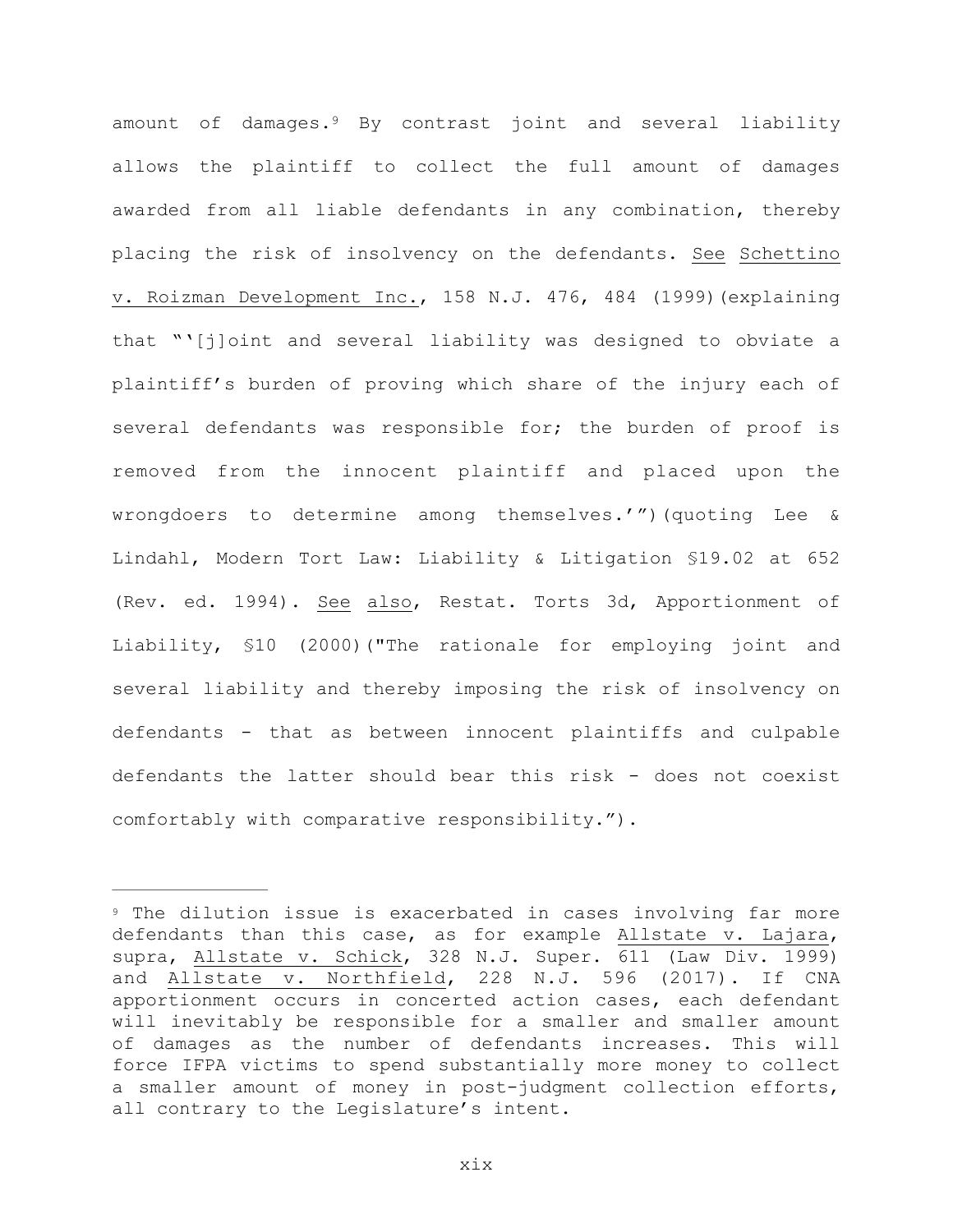amount of damages.[9] By contrast joint and several liability allows the plaintiff to collect the full amount of damages awarded from all liable defendants in any combination, thereby placing the risk of insolvency on the defendants. See Schettino v. Roizman Development Inc., 158 N.J. 476, 484 (1999)(explaining that "'[j]oint and several liability was designed to obviate a plaintiff's burden of proving which share of the injury each of several defendants was responsible for; the burden of proof is removed from the innocent plaintiff and placed upon the wrongdoers to determine among themselves.'")(quoting Lee & Lindahl, Modern Tort Law: Liability & Litigation §19.02 at 652 (Rev. ed. 1994). See also, Restat. Torts 3d, Apportionment of Liability, §10 (2000)("The rationale for employing joint and several liability and thereby imposing the risk of insolvency on defendants - that as between innocent plaintiffs and culpable defendants the latter should bear this risk - does not coexist comfortably with comparative responsibility.").

---

[9] The dilution issue is exacerbated in cases involving far more defendants than this case, as for example Allstate v. Lajara, supra, Allstate v. Schick, 328 N.J. Super. 611 (Law Div. 1999) and Allstate v. Northfield, 228 N.J. 596 (2017). If CNA apportionment occurs in concerted action cases, each defendant will inevitably be responsible for a smaller and smaller amount of damages as the number of defendants increases. This will force IFPA victims to spend substantially more money to collect a smaller amount of money in post-judgment collection efforts, all contrary to the Legislature's intent.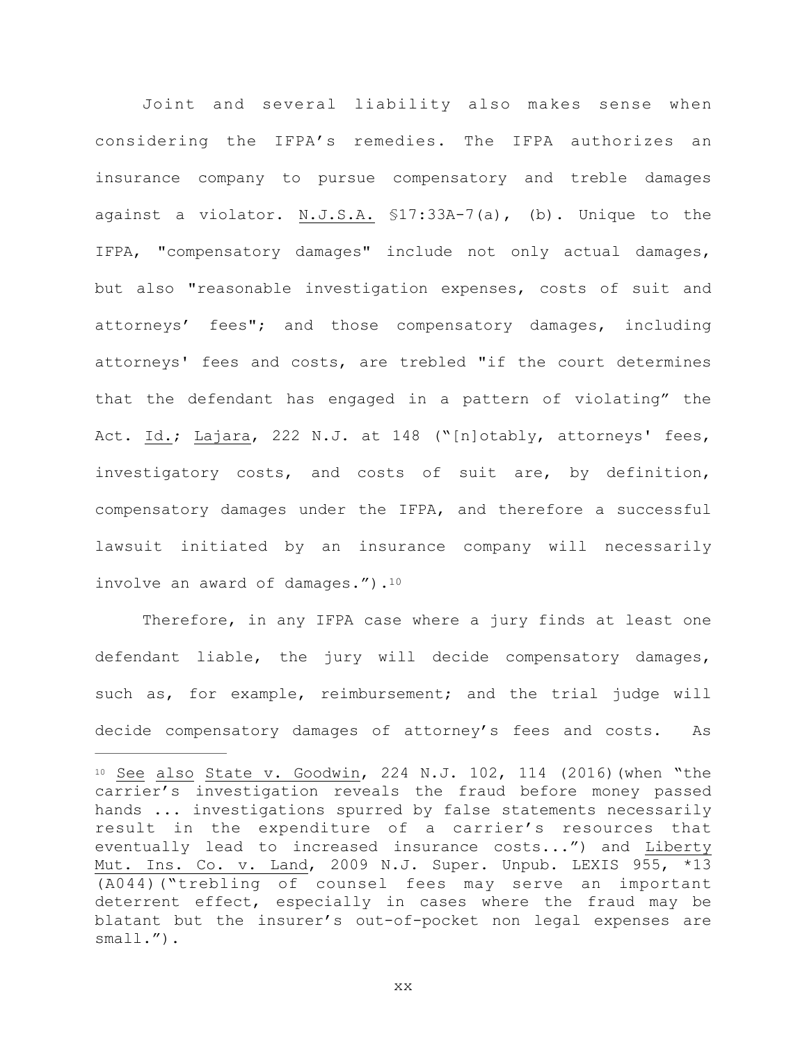Joint and several liability also makes sense when considering the IFPA's remedies. The IFPA authorizes an insurance company to pursue compensatory and treble damages against a violator. N.J.S.A. §17:33A-7(a), (b). Unique to the IFPA, "compensatory damages" include not only actual damages, but also "reasonable investigation expenses, costs of suit and attorneys' fees"; and those compensatory damages, including attorneys' fees and costs, are trebled "if the court determines that the defendant has engaged in a pattern of violating" the Act. Id.; Lajara, 222 N.J. at 148 ("[n]otably, attorneys' fees, investigatory costs, and costs of suit are, by definition, compensatory damages under the IFPA, and therefore a successful lawsuit initiated by an insurance company will necessarily involve an award of damages.").[10]

Therefore, in any IFPA case where a jury finds at least one defendant liable, the jury will decide compensatory damages, such as, for example, reimbursement; and the trial judge will decide compensatory damages of attorney's fees and costs. As

---

[10] See also State v. Goodwin, 224 N.J. 102, 114 (2016)(when "the carrier's investigation reveals the fraud before money passed hands ... investigations spurred by false statements necessarily result in the expenditure of a carrier's resources that eventually lead to increased insurance costs...") and Liberty Mut. Ins. Co. v. Land, 2009 N.J. Super. Unpub. LEXIS 955, *13 (A044)("trebling of counsel fees may serve an important deterrent effect, especially in cases where the fraud may be blatant but the insurer's out-of-pocket non legal expenses are small.").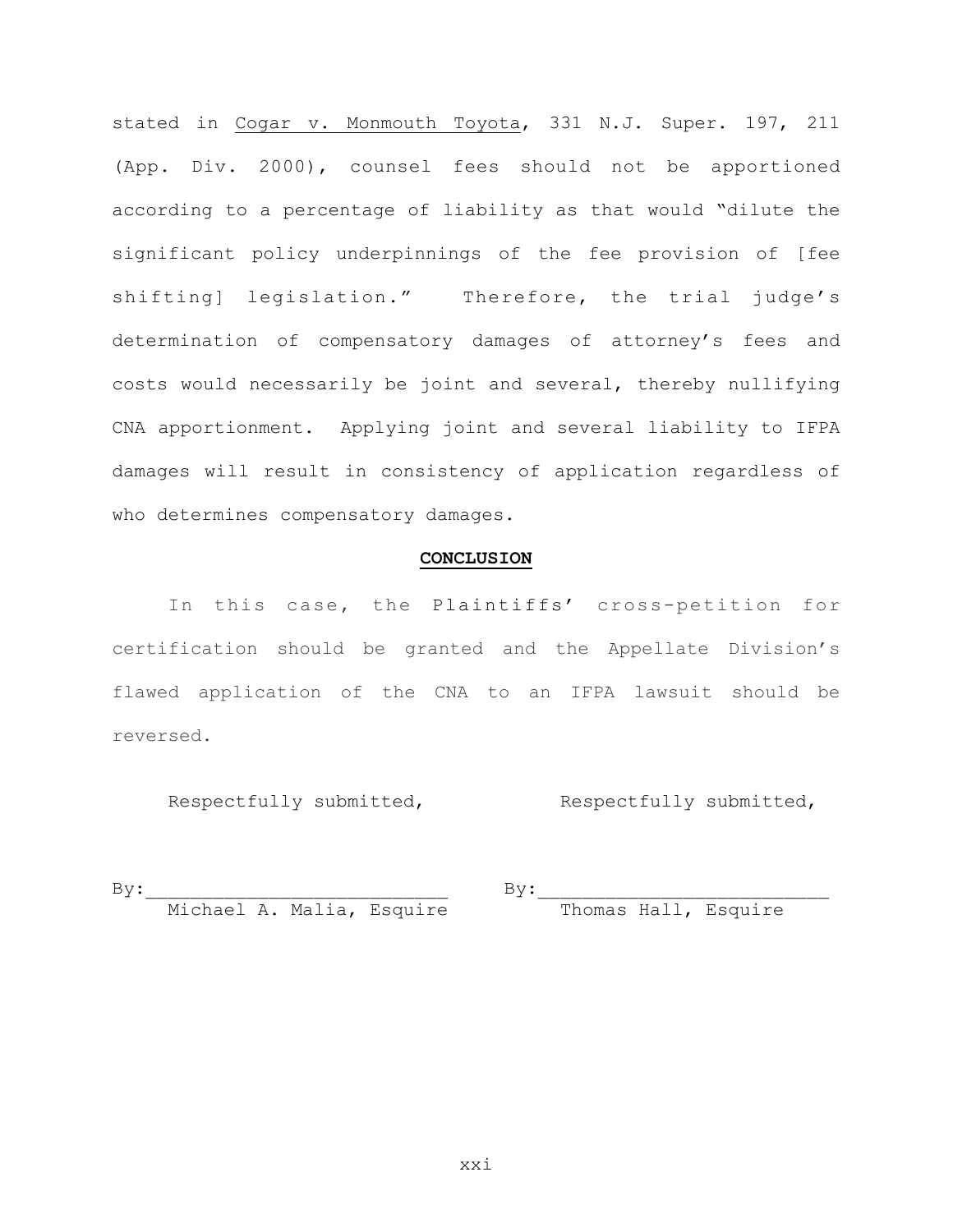stated in Cogar v. Monmouth Toyota, 331 N.J. Super. 197, 211 (App. Div. 2000), counsel fees should not be apportioned according to a percentage of liability as that would "dilute the significant policy underpinnings of the fee provision of [fee shifting] legislation." Therefore, the trial judge's determination of compensatory damages of attorney's fees and costs would necessarily be joint and several, thereby nullifying CNA apportionment. Applying joint and several liability to IFPA damages will result in consistency of application regardless of who determines compensatory damages.

## **CONCLUSION**

In this case, the Plaintiffs' cross-petition for certification should be granted and the Appellate Division's flawed application of the CNA to an IFPA lawsuit should be reversed.

Respectfully submitted,

By:___________________________
Michael A. Malia, Esquire

Respectfully submitted,

By:___________________________
Thomas Hall, Esquire